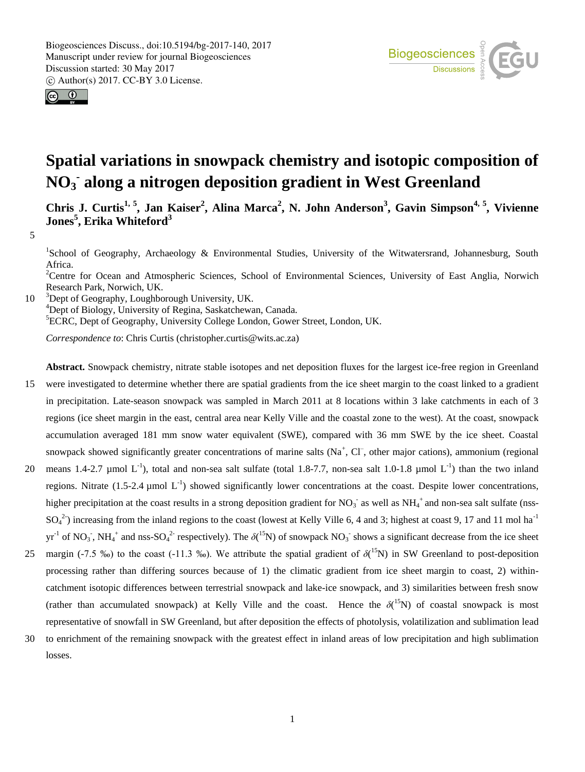# Spatial variations in snowpack chemistry and isotopic composition of $NO_3^-$ along a nitrogen deposition gradient in West Greenland

**Chris J. Curtis[1, 5], Jan Kaiser[2], Alina Marca[2], N. John Anderson[3], Gavin Simpson[4, 5], Vivienne Jones[5], Erika Whiteford[3]**

[1]School of Geography, Archaeology & Environmental Studies, University of the Witwatersrand, Johannesburg, South Africa.
[2]Centre for Ocean and Atmospheric Sciences, School of Environmental Sciences, University of East Anglia, Norwich Research Park, Norwich, UK.
[3]Dept of Geography, Loughborough University, UK.
[4]Dept of Biology, University of Regina, Saskatchewan, Canada.
[5]ECRC, Dept of Geography, University College London, Gower Street, London, UK.

*Correspondence to*: Chris Curtis (christopher.curtis@wits.ac.za)

**Abstract.** Snowpack chemistry, nitrate stable isotopes and net deposition fluxes for the largest ice-free region in Greenland were investigated to determine whether there are spatial gradients from the ice sheet margin to the coast linked to a gradient in precipitation. Late-season snowpack was sampled in March 2011 at 8 locations within 3 lake catchments in each of 3 regions (ice sheet margin in the east, central area near Kelly Ville and the coastal zone to the west). At the coast, snowpack accumulation averaged 181 mm snow water equivalent (SWE), compared with 36 mm SWE by the ice sheet. Coastal snowpack showed significantly greater concentrations of marine salts ($Na^+$, $Cl^-$, other major cations), ammonium (regional means 1.4-2.7 µmol $L^{-1}$), total and non-sea salt sulfate (total 1.8-7.7, non-sea salt 1.0-1.8 µmol $L^{-1}$) than the two inland regions. Nitrate (1.5-2.4 µmol $L^{-1}$) showed significantly lower concentrations at the coast. Despite lower concentrations, higher precipitation at the coast results in a strong deposition gradient for $NO_3^-$ as well as $NH_4^+$ and non-sea salt sulfate (nss-$SO_4^{2-}$) increasing from the inland regions to the coast (lowest at Kelly Ville 6, 4 and 3; highest at coast 9, 17 and 11 mol ha$^{-1}$ yr$^{-1}$ of $NO_3^-$, $NH_4^+$ and nss-$SO_4^{2-}$ respectively). The $\delta(^{15}N)$ of snowpack $NO_3^-$ shows a significant decrease from the ice sheet margin (-7.5 ‰) to the coast (-11.3 ‰). We attribute the spatial gradient of $\delta(^{15}N)$ in SW Greenland to post-deposition processing rather than differing sources because of 1) the climatic gradient from ice sheet margin to coast, 2) within-catchment isotopic differences between terrestrial snowpack and lake-ice snowpack, and 3) similarities between fresh snow (rather than accumulated snowpack) at Kelly Ville and the coast. Hence the $\delta(^{15}N)$ of coastal snowpack is most representative of snowfall in SW Greenland, but after deposition the effects of photolysis, volatilization and sublimation lead to enrichment of the remaining snowpack with the greatest effect in inland areas of low precipitation and high sublimation losses.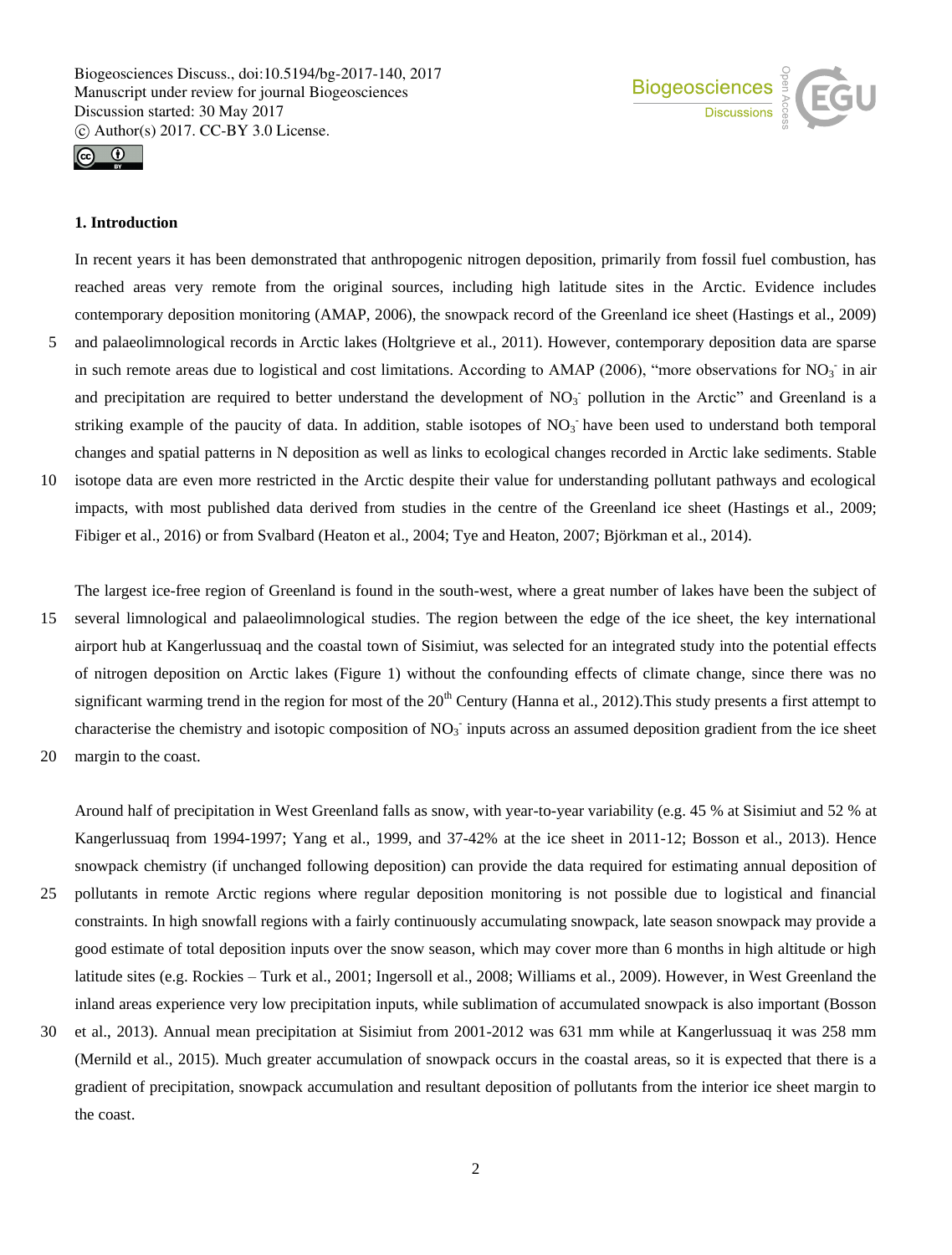## 1. Introduction

In recent years it has been demonstrated that anthropogenic nitrogen deposition, primarily from fossil fuel combustion, has reached areas very remote from the original sources, including high latitude sites in the Arctic. Evidence includes contemporary deposition monitoring (AMAP, 2006), the snowpack record of the Greenland ice sheet (Hastings et al., 2009) and palaeolimnological records in Arctic lakes (Holtgrieve et al., 2011). However, contemporary deposition data are sparse in such remote areas due to logistical and cost limitations. According to AMAP (2006), "more observations for $NO_3^-$ in air and precipitation are required to better understand the development of $NO_3^-$ pollution in the Arctic" and Greenland is a striking example of the paucity of data. In addition, stable isotopes of $NO_3^-$ have been used to understand both temporal changes and spatial patterns in N deposition as well as links to ecological changes recorded in Arctic lake sediments. Stable isotope data are even more restricted in the Arctic despite their value for understanding pollutant pathways and ecological impacts, with most published data derived from studies in the centre of the Greenland ice sheet (Hastings et al., 2009; Fibiger et al., 2016) or from Svalbard (Heaton et al., 2004; Tye and Heaton, 2007; Björkman et al., 2014).

The largest ice-free region of Greenland is found in the south-west, where a great number of lakes have been the subject of several limnological and palaeolimnological studies. The region between the edge of the ice sheet, the key international airport hub at Kangerlussuaq and the coastal town of Sisimiut, was selected for an integrated study into the potential effects of nitrogen deposition on Arctic lakes (Figure 1) without the confounding effects of climate change, since there was no significant warming trend in the region for most of the 20th Century (Hanna et al., 2012).This study presents a first attempt to characterise the chemistry and isotopic composition of $NO_3^-$ inputs across an assumed deposition gradient from the ice sheet margin to the coast.

Around half of precipitation in West Greenland falls as snow, with year-to-year variability (e.g. 45 % at Sisimiut and 52 % at Kangerlussuaq from 1994-1997; Yang et al., 1999, and 37-42% at the ice sheet in 2011-12; Bosson et al., 2013). Hence snowpack chemistry (if unchanged following deposition) can provide the data required for estimating annual deposition of pollutants in remote Arctic regions where regular deposition monitoring is not possible due to logistical and financial constraints. In high snowfall regions with a fairly continuously accumulating snowpack, late season snowpack may provide a good estimate of total deposition inputs over the snow season, which may cover more than 6 months in high altitude or high latitude sites (e.g. Rockies – Turk et al., 2001; Ingersoll et al., 2008; Williams et al., 2009). However, in West Greenland the inland areas experience very low precipitation inputs, while sublimation of accumulated snowpack is also important (Bosson et al., 2013). Annual mean precipitation at Sisimiut from 2001-2012 was 631 mm while at Kangerlussuaq it was 258 mm (Mernild et al., 2015). Much greater accumulation of snowpack occurs in the coastal areas, so it is expected that there is a gradient of precipitation, snowpack accumulation and resultant deposition of pollutants from the interior ice sheet margin to the coast.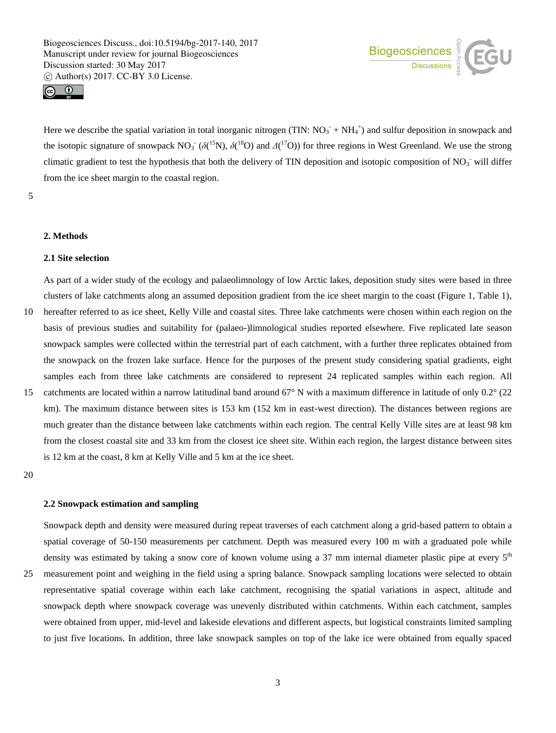Here we describe the spatial variation in total inorganic nitrogen (TIN: $NO_3^-$ + $NH_4^+$) and sulfur deposition in snowpack and the isotopic signature of snowpack $NO_3^-$ ($\delta(^{15}N)$, $\delta(^{18}O)$ and $\Delta(^{17}O)$) for three regions in West Greenland. We use the strong climatic gradient to test the hypothesis that both the delivery of TIN deposition and isotopic composition of $NO_3^-$ will differ from the ice sheet margin to the coastal region.

## 2. Methods

### 2.1 Site selection

As part of a wider study of the ecology and palaeolimnology of low Arctic lakes, deposition study sites were based in three clusters of lake catchments along an assumed deposition gradient from the ice sheet margin to the coast (Figure 1, Table 1), hereafter referred to as ice sheet, Kelly Ville and coastal sites. Three lake catchments were chosen within each region on the basis of previous studies and suitability for (palaeo-)limnological studies reported elsewhere. Five replicated late season snowpack samples were collected within the terrestrial part of each catchment, with a further three replicates obtained from the snowpack on the frozen lake surface. Hence for the purposes of the present study considering spatial gradients, eight samples each from three lake catchments are considered to represent 24 replicated samples within each region. All catchments are located within a narrow latitudinal band around 67° N with a maximum difference in latitude of only 0.2° (22 km). The maximum distance between sites is 153 km (152 km in east-west direction). The distances between regions are much greater than the distance between lake catchments within each region. The central Kelly Ville sites are at least 98 km from the closest coastal site and 33 km from the closest ice sheet site. Within each region, the largest distance between sites is 12 km at the coast, 8 km at Kelly Ville and 5 km at the ice sheet.

### 2.2 Snowpack estimation and sampling

Snowpack depth and density were measured during repeat traverses of each catchment along a grid-based pattern to obtain a spatial coverage of 50-150 measurements per catchment. Depth was measured every 100 m with a graduated pole while density was estimated by taking a snow core of known volume using a 37 mm internal diameter plastic pipe at every 5th measurement point and weighing in the field using a spring balance. Snowpack sampling locations were selected to obtain representative spatial coverage within each lake catchment, recognising the spatial variations in aspect, altitude and snowpack depth where snowpack coverage was unevenly distributed within catchments. Within each catchment, samples were obtained from upper, mid-level and lakeside elevations and different aspects, but logistical constraints limited sampling to just five locations. In addition, three lake snowpack samples on top of the lake ice were obtained from equally spaced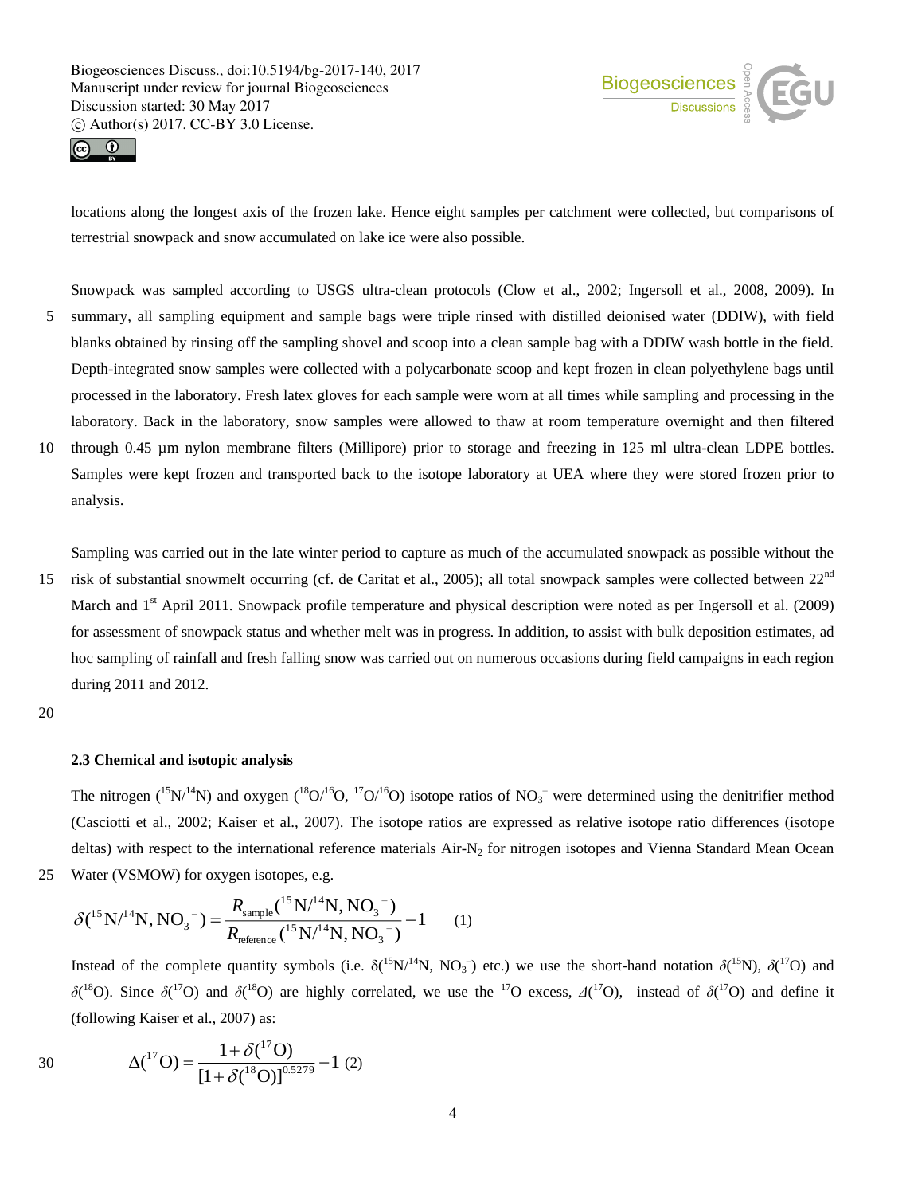locations along the longest axis of the frozen lake. Hence eight samples per catchment were collected, but comparisons of terrestrial snowpack and snow accumulated on lake ice were also possible.

Snowpack was sampled according to USGS ultra-clean protocols (Clow et al., 2002; Ingersoll et al., 2008, 2009). In summary, all sampling equipment and sample bags were triple rinsed with distilled deionised water (DDIW), with field blanks obtained by rinsing off the sampling shovel and scoop into a clean sample bag with a DDIW wash bottle in the field. Depth-integrated snow samples were collected with a polycarbonate scoop and kept frozen in clean polyethylene bags until processed in the laboratory. Fresh latex gloves for each sample were worn at all times while sampling and processing in the laboratory. Back in the laboratory, snow samples were allowed to thaw at room temperature overnight and then filtered through 0.45 µm nylon membrane filters (Millipore) prior to storage and freezing in 125 ml ultra-clean LDPE bottles. Samples were kept frozen and transported back to the isotope laboratory at UEA where they were stored frozen prior to analysis.

Sampling was carried out in the late winter period to capture as much of the accumulated snowpack as possible without the risk of substantial snowmelt occurring (cf. de Caritat et al., 2005); all total snowpack samples were collected between 22nd March and 1st April 2011. Snowpack profile temperature and physical description were noted as per Ingersoll et al. (2009) for assessment of snowpack status and whether melt was in progress. In addition, to assist with bulk deposition estimates, ad hoc sampling of rainfall and fresh falling snow was carried out on numerous occasions during field campaigns in each region during 2011 and 2012.

### 2.3 Chemical and isotopic analysis

The nitrogen ($^{15}N/^{14}N$) and oxygen ($^{18}O/^{16}O$, $^{17}O/^{16}O$) isotope ratios of $NO_3^-$ were determined using the denitrifier method (Casciotti et al., 2002; Kaiser et al., 2007). The isotope ratios are expressed as relative isotope ratio differences (isotope deltas) with respect to the international reference materials Air-$N_2$ for nitrogen isotopes and Vienna Standard Mean Ocean Water (VSMOW) for oxygen isotopes, e.g.

$$\delta(^{15}\mathrm{N}/^{14}\mathrm{N}, \mathrm{NO_3}^-) = \frac{R_{\mathrm{sample}}(^{15}\mathrm{N}/^{14}\mathrm{N}, \mathrm{NO_3}^-)}{R_{\mathrm{reference}}(^{15}\mathrm{N}/^{14}\mathrm{N}, \mathrm{NO_3}^-)} - 1 \qquad (1)$$

Instead of the complete quantity symbols (i.e. $\delta(^{15}N/^{14}N, NO_3^-)$ etc.) we use the short-hand notation $\delta(^{15}N)$, $\delta(^{17}O)$ and $\delta(^{18}O)$. Since $\delta(^{17}O)$ and $\delta(^{18}O)$ are highly correlated, we use the $^{17}O$ excess, $\Delta(^{17}O)$, instead of $\delta(^{17}O)$ and define it (following Kaiser et al., 2007) as:

$$\Delta(^{17}\mathrm{O}) = \frac{1+\delta(^{17}\mathrm{O})}{[1+\delta(^{18}\mathrm{O})]^{0.5279}} - 1 \qquad (2)$$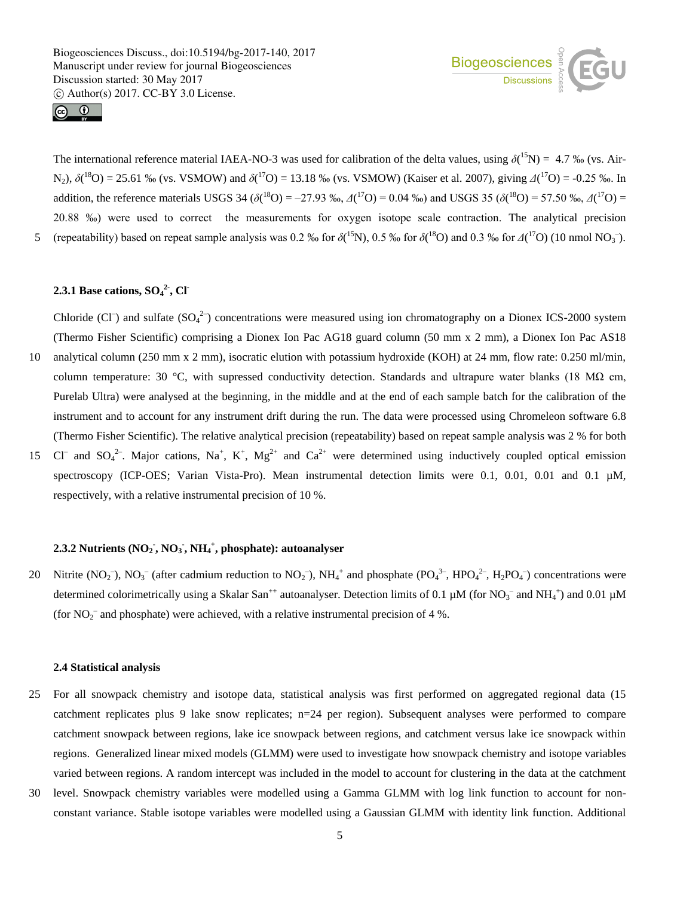The international reference material IAEA-NO-3 was used for calibration of the delta values, using $\delta(^{15}N)$ = 4.7 ‰ (vs. Air-$N_2$), $\delta(^{18}O)$ = 25.61 ‰ (vs. VSMOW) and $\delta(^{17}O)$ = 13.18 ‰ (vs. VSMOW) (Kaiser et al. 2007), giving $\Delta(^{17}O)$ = -0.25 ‰. In addition, the reference materials USGS 34 ($\delta(^{18}O)$ = –27.93 ‰, $\Delta(^{17}O)$ = 0.04 ‰) and USGS 35 ($\delta(^{18}O)$ = 57.50 ‰, $\Delta(^{17}O)$ = 20.88 ‰) were used to correct the measurements for oxygen isotope scale contraction. The analytical precision (repeatability) based on repeat sample analysis was 0.2 ‰ for $\delta(^{15}N)$, 0.5 ‰ for $\delta(^{18}O)$ and 0.3 ‰ for $\Delta(^{17}O)$ (10 nmol $NO_3^-$).

### 2.3.1 Base cations, $SO_4^{2-}$, $Cl^-$

Chloride ($Cl^-$) and sulfate ($SO_4^{2-}$) concentrations were measured using ion chromatography on a Dionex ICS-2000 system (Thermo Fisher Scientific) comprising a Dionex Ion Pac AG18 guard column (50 mm x 2 mm), a Dionex Ion Pac AS18 analytical column (250 mm x 2 mm), isocratic elution with potassium hydroxide (KOH) at 24 mm, flow rate: 0.250 ml/min, column temperature: 30 °C, with supressed conductivity detection. Standards and ultrapure water blanks (18 MΩ cm, Purelab Ultra) were analysed at the beginning, in the middle and at the end of each sample batch for the calibration of the instrument and to account for any instrument drift during the run. The data were processed using Chromeleon software 6.8 (Thermo Fisher Scientific). The relative analytical precision (repeatability) based on repeat sample analysis was 2 % for both $Cl^-$ and $SO_4^{2-}$. Major cations, $Na^+$, $K^+$, $Mg^{2+}$ and $Ca^{2+}$ were determined using inductively coupled optical emission spectroscopy (ICP-OES; Varian Vista-Pro). Mean instrumental detection limits were 0.1, 0.01, 0.01 and 0.1 µM, respectively, with a relative instrumental precision of 10 %.

### 2.3.2 Nutrients ($NO_2^-$, $NO_3^-$, $NH_4^+$, phosphate): autoanalyser

Nitrite ($NO_2^-$), $NO_3^-$ (after cadmium reduction to $NO_2^-$), $NH_4^+$ and phosphate ($PO_4^{3-}$, $HPO_4^{2-}$, $H_2PO_4^-$) concentrations were determined colorimetrically using a Skalar San$^{++}$ autoanalyser. Detection limits of 0.1 µM (for $NO_3^-$ and $NH_4^+$) and 0.01 µM (for $NO_2^-$ and phosphate) were achieved, with a relative instrumental precision of 4 %.

### 2.4 Statistical analysis

For all snowpack chemistry and isotope data, statistical analysis was first performed on aggregated regional data (15 catchment replicates plus 9 lake snow replicates; n=24 per region). Subsequent analyses were performed to compare catchment snowpack between regions, lake ice snowpack between regions, and catchment versus lake ice snowpack within regions. Generalized linear mixed models (GLMM) were used to investigate how snowpack chemistry and isotope variables varied between regions. A random intercept was included in the model to account for clustering in the data at the catchment level. Snowpack chemistry variables were modelled using a Gamma GLMM with log link function to account for non-constant variance. Stable isotope variables were modelled using a Gaussian GLMM with identity link function. Additional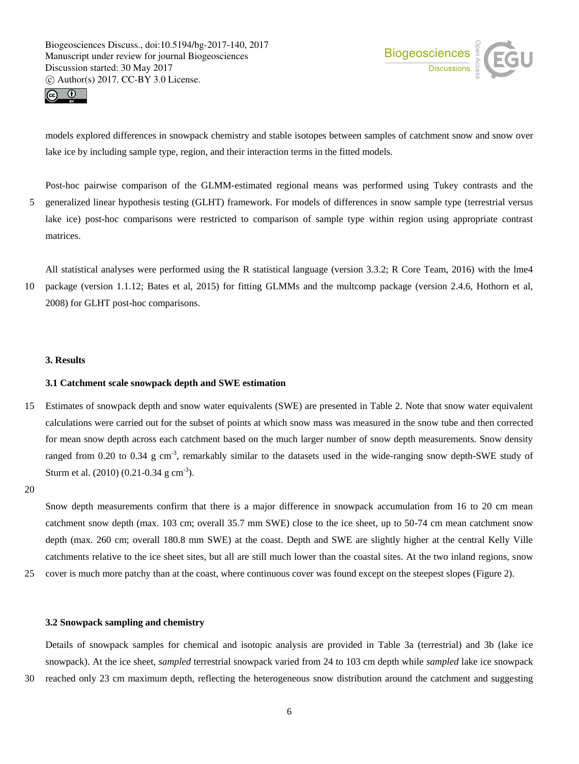models explored differences in snowpack chemistry and stable isotopes between samples of catchment snow and snow over lake ice by including sample type, region, and their interaction terms in the fitted models.

Post-hoc pairwise comparison of the GLMM-estimated regional means was performed using Tukey contrasts and the generalized linear hypothesis testing (GLHT) framework. For models of differences in snow sample type (terrestrial versus lake ice) post-hoc comparisons were restricted to comparison of sample type within region using appropriate contrast matrices.

All statistical analyses were performed using the R statistical language (version 3.3.2; R Core Team, 2016) with the lme4 package (version 1.1.12; Bates et al, 2015) for fitting GLMMs and the multcomp package (version 2.4.6, Hothorn et al, 2008) for GLHT post-hoc comparisons.

## 3. Results

### 3.1 Catchment scale snowpack depth and SWE estimation

Estimates of snowpack depth and snow water equivalents (SWE) are presented in Table 2. Note that snow water equivalent calculations were carried out for the subset of points at which snow mass was measured in the snow tube and then corrected for mean snow depth across each catchment based on the much larger number of snow depth measurements. Snow density ranged from 0.20 to 0.34 g cm$^{-3}$, remarkably similar to the datasets used in the wide-ranging snow depth-SWE study of Sturm et al. (2010) (0.21-0.34 g cm$^{-3}$).

Snow depth measurements confirm that there is a major difference in snowpack accumulation from 16 to 20 cm mean catchment snow depth (max. 103 cm; overall 35.7 mm SWE) close to the ice sheet, up to 50-74 cm mean catchment snow depth (max. 260 cm; overall 180.8 mm SWE) at the coast. Depth and SWE are slightly higher at the central Kelly Ville catchments relative to the ice sheet sites, but all are still much lower than the coastal sites. At the two inland regions, snow cover is much more patchy than at the coast, where continuous cover was found except on the steepest slopes (Figure 2).

### 3.2 Snowpack sampling and chemistry

Details of snowpack samples for chemical and isotopic analysis are provided in Table 3a (terrestrial) and 3b (lake ice snowpack). At the ice sheet, *sampled* terrestrial snowpack varied from 24 to 103 cm depth while *sampled* lake ice snowpack reached only 23 cm maximum depth, reflecting the heterogeneous snow distribution around the catchment and suggesting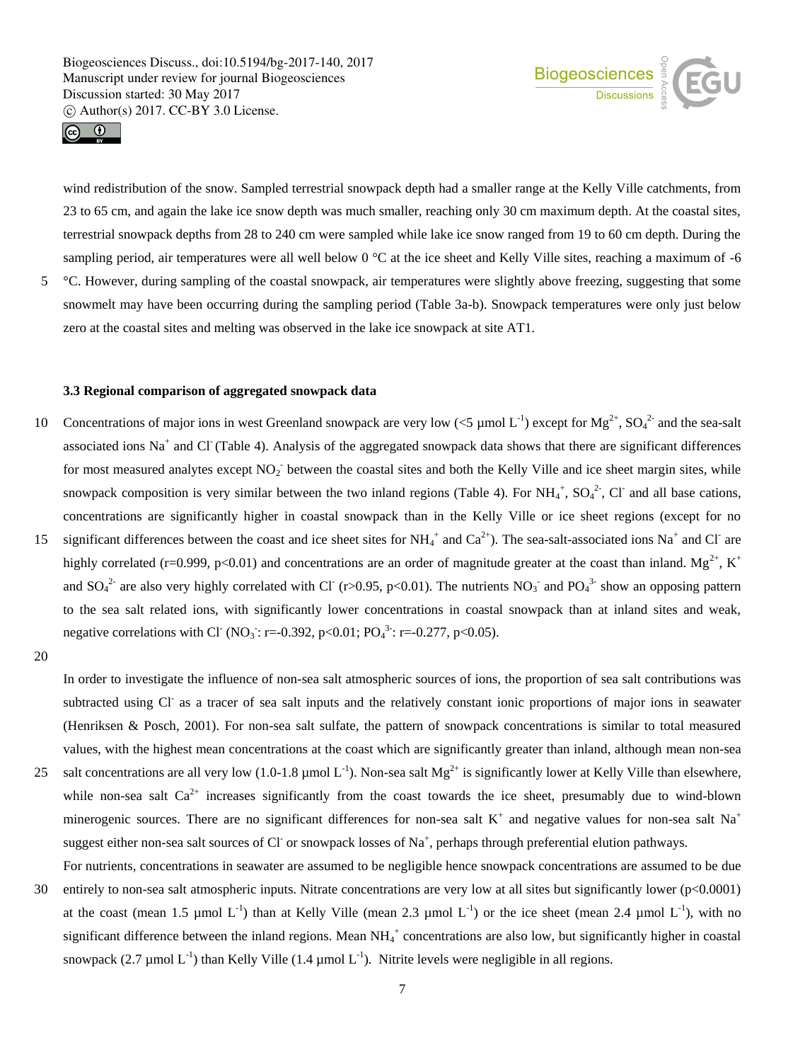wind redistribution of the snow. Sampled terrestrial snowpack depth had a smaller range at the Kelly Ville catchments, from 23 to 65 cm, and again the lake ice snow depth was much smaller, reaching only 30 cm maximum depth. At the coastal sites, terrestrial snowpack depths from 28 to 240 cm were sampled while lake ice snow ranged from 19 to 60 cm depth. During the sampling period, air temperatures were all well below 0 °C at the ice sheet and Kelly Ville sites, reaching a maximum of -6 °C. However, during sampling of the coastal snowpack, air temperatures were slightly above freezing, suggesting that some snowmelt may have been occurring during the sampling period (Table 3a-b). Snowpack temperatures were only just below zero at the coastal sites and melting was observed in the lake ice snowpack at site AT1.

### 3.3 Regional comparison of aggregated snowpack data

Concentrations of major ions in west Greenland snowpack are very low (<5 µmol $L^{-1}$) except for $Mg^{2+}$, $SO_4^{2-}$ and the sea-salt associated ions $Na^+$ and $Cl^-$ (Table 4). Analysis of the aggregated snowpack data shows that there are significant differences for most measured analytes except $NO_2^-$ between the coastal sites and both the Kelly Ville and ice sheet margin sites, while snowpack composition is very similar between the two inland regions (Table 4). For $NH_4^+$, $SO_4^{2-}$, $Cl^-$ and all base cations, concentrations are significantly higher in coastal snowpack than in the Kelly Ville or ice sheet regions (except for no significant differences between the coast and ice sheet sites for $NH_4^+$ and $Ca^{2+}$). The sea-salt-associated ions $Na^+$ and $Cl^-$ are highly correlated ($r=0.999$, $p<0.01$) and concentrations are an order of magnitude greater at the coast than inland. $Mg^{2+}$, $K^+$ and $SO_4^{2-}$ are also very highly correlated with $Cl^-$ ($r>0.95$, $p<0.01$). The nutrients $NO_3^-$ and $PO_4^{3-}$ show an opposing pattern to the sea salt related ions, with significantly lower concentrations in coastal snowpack than at inland sites and weak, negative correlations with $Cl^-$ ($NO_3^-$: $r=-0.392$, $p<0.01$; $PO_4^{3-}$: $r=-0.277$, $p<0.05$).

In order to investigate the influence of non-sea salt atmospheric sources of ions, the proportion of sea salt contributions was subtracted using $Cl^-$ as a tracer of sea salt inputs and the relatively constant ionic proportions of major ions in seawater (Henriksen & Posch, 2001). For non-sea salt sulfate, the pattern of snowpack concentrations is similar to total measured values, with the highest mean concentrations at the coast which are significantly greater than inland, although mean non-sea salt concentrations are all very low (1.0-1.8 µmol $L^{-1}$). Non-sea salt $Mg^{2+}$ is significantly lower at Kelly Ville than elsewhere, while non-sea salt $Ca^{2+}$ increases significantly from the coast towards the ice sheet, presumably due to wind-blown minerogenic sources. There are no significant differences for non-sea salt $K^+$ and negative values for non-sea salt $Na^+$ suggest either non-sea salt sources of $Cl^-$ or snowpack losses of $Na^+$, perhaps through preferential elution pathways.

For nutrients, concentrations in seawater are assumed to be negligible hence snowpack concentrations are assumed to be due entirely to non-sea salt atmospheric inputs. Nitrate concentrations are very low at all sites but significantly lower ($p<0.0001$) at the coast (mean 1.5 µmol $L^{-1}$) than at Kelly Ville (mean 2.3 µmol $L^{-1}$) or the ice sheet (mean 2.4 µmol $L^{-1}$), with no significant difference between the inland regions. Mean $NH_4^+$ concentrations are also low, but significantly higher in coastal snowpack (2.7 µmol $L^{-1}$) than Kelly Ville (1.4 µmol $L^{-1}$). Nitrite levels were negligible in all regions.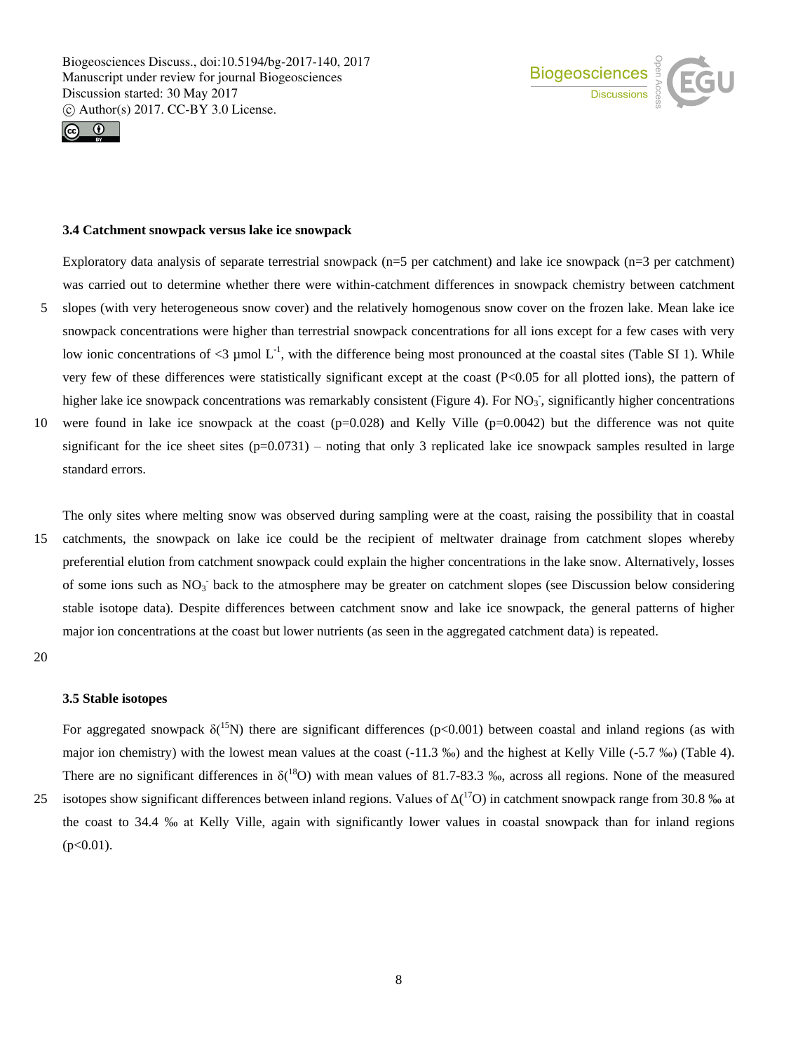### 3.4 Catchment snowpack versus lake ice snowpack

Exploratory data analysis of separate terrestrial snowpack (n=5 per catchment) and lake ice snowpack (n=3 per catchment) was carried out to determine whether there were within-catchment differences in snowpack chemistry between catchment slopes (with very heterogeneous snow cover) and the relatively homogenous snow cover on the frozen lake. Mean lake ice snowpack concentrations were higher than terrestrial snowpack concentrations for all ions except for a few cases with very low ionic concentrations of <3 µmol $L^{-1}$, with the difference being most pronounced at the coastal sites (Table SI 1). While very few of these differences were statistically significant except at the coast ($P<0.05$ for all plotted ions), the pattern of higher lake ice snowpack concentrations was remarkably consistent (Figure 4). For $NO_3^-$, significantly higher concentrations were found in lake ice snowpack at the coast ($p=0.028$) and Kelly Ville ($p=0.0042$) but the difference was not quite significant for the ice sheet sites ($p=0.0731$) – noting that only 3 replicated lake ice snowpack samples resulted in large standard errors.

The only sites where melting snow was observed during sampling were at the coast, raising the possibility that in coastal catchments, the snowpack on lake ice could be the recipient of meltwater drainage from catchment slopes whereby preferential elution from catchment snowpack could explain the higher concentrations in the lake snow. Alternatively, losses of some ions such as $NO_3^-$ back to the atmosphere may be greater on catchment slopes (see Discussion below considering stable isotope data). Despite differences between catchment snow and lake ice snowpack, the general patterns of higher major ion concentrations at the coast but lower nutrients (as seen in the aggregated catchment data) is repeated.

### 3.5 Stable isotopes

For aggregated snowpack $\delta(^{15}N)$ there are significant differences ($p<0.001$) between coastal and inland regions (as with major ion chemistry) with the lowest mean values at the coast (-11.3 ‰) and the highest at Kelly Ville (-5.7 ‰) (Table 4). There are no significant differences in $\delta(^{18}O)$ with mean values of 81.7-83.3 ‰, across all regions. None of the measured isotopes show significant differences between inland regions. Values of $\Delta(^{17}O)$ in catchment snowpack range from 30.8 ‰ at the coast to 34.4 ‰ at Kelly Ville, again with significantly lower values in coastal snowpack than for inland regions ($p<0.01$).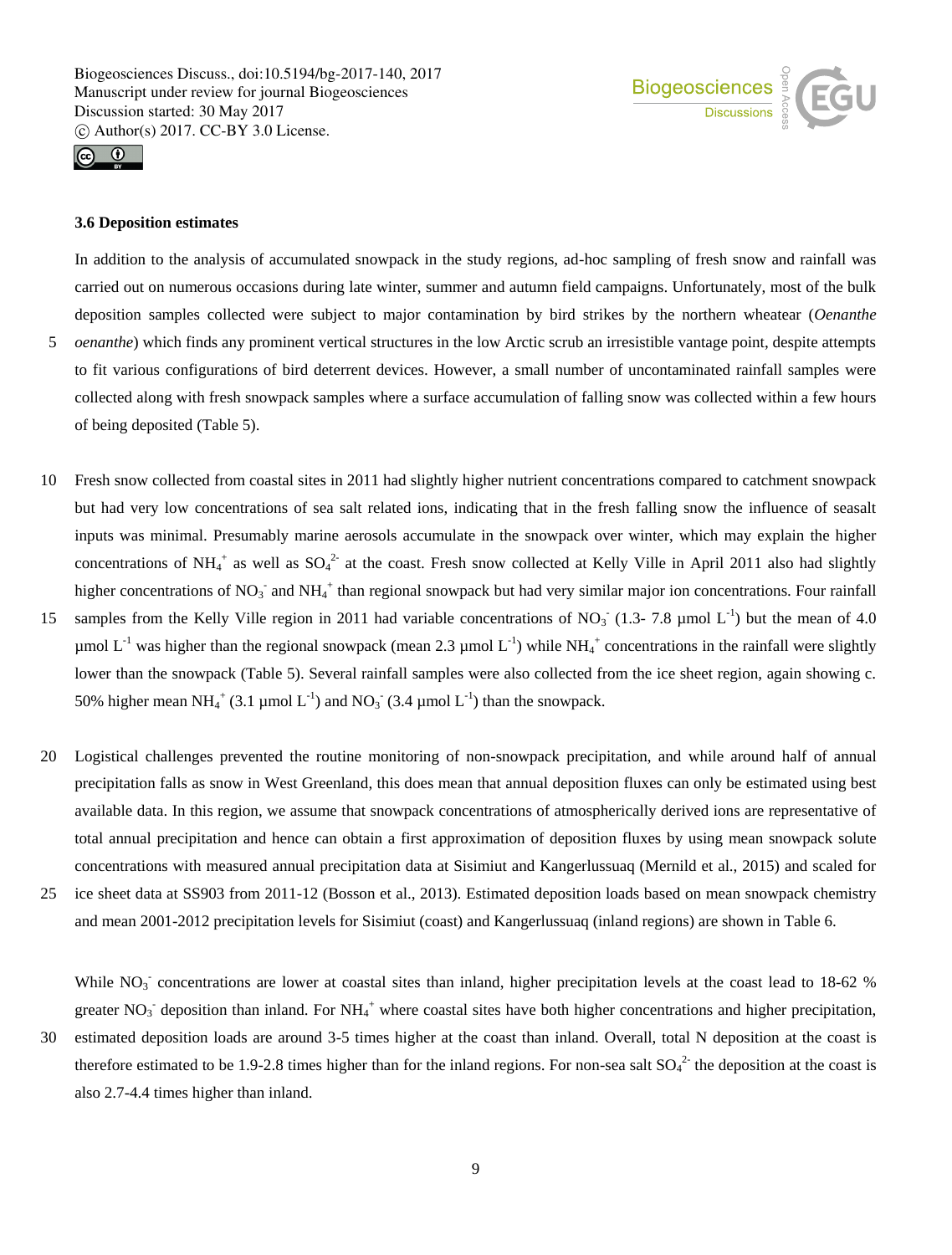### 3.6 Deposition estimates

In addition to the analysis of accumulated snowpack in the study regions, ad-hoc sampling of fresh snow and rainfall was carried out on numerous occasions during late winter, summer and autumn field campaigns. Unfortunately, most of the bulk deposition samples collected were subject to major contamination by bird strikes by the northern wheatear (*Oenanthe oenanthe*) which finds any prominent vertical structures in the low Arctic scrub an irresistible vantage point, despite attempts to fit various configurations of bird deterrent devices. However, a small number of uncontaminated rainfall samples were collected along with fresh snowpack samples where a surface accumulation of falling snow was collected within a few hours of being deposited (Table 5).

Fresh snow collected from coastal sites in 2011 had slightly higher nutrient concentrations compared to catchment snowpack but had very low concentrations of sea salt related ions, indicating that in the fresh falling snow the influence of seasalt inputs was minimal. Presumably marine aerosols accumulate in the snowpack over winter, which may explain the higher concentrations of $NH_4^+$ as well as $SO_4^{2-}$ at the coast. Fresh snow collected at Kelly Ville in April 2011 also had slightly higher concentrations of $NO_3^-$ and $NH_4^+$ than regional snowpack but had very similar major ion concentrations. Four rainfall samples from the Kelly Ville region in 2011 had variable concentrations of $NO_3^-$ (1.3- 7.8 µmol $L^{-1}$) but the mean of 4.0 µmol $L^{-1}$ was higher than the regional snowpack (mean 2.3 µmol $L^{-1}$) while $NH_4^+$ concentrations in the rainfall were slightly lower than the snowpack (Table 5). Several rainfall samples were also collected from the ice sheet region, again showing c. 50% higher mean $NH_4^+$ (3.1 µmol $L^{-1}$) and $NO_3^-$ (3.4 µmol $L^{-1}$) than the snowpack.

Logistical challenges prevented the routine monitoring of non-snowpack precipitation, and while around half of annual precipitation falls as snow in West Greenland, this does mean that annual deposition fluxes can only be estimated using best available data. In this region, we assume that snowpack concentrations of atmospherically derived ions are representative of total annual precipitation and hence can obtain a first approximation of deposition fluxes by using mean snowpack solute concentrations with measured annual precipitation data at Sisimiut and Kangerlussuaq (Mernild et al., 2015) and scaled for ice sheet data at SS903 from 2011-12 (Bosson et al., 2013). Estimated deposition loads based on mean snowpack chemistry and mean 2001-2012 precipitation levels for Sisimiut (coast) and Kangerlussuaq (inland regions) are shown in Table 6.

While $NO_3^-$ concentrations are lower at coastal sites than inland, higher precipitation levels at the coast lead to 18-62 % greater $NO_3^-$ deposition than inland. For $NH_4^+$ where coastal sites have both higher concentrations and higher precipitation, estimated deposition loads are around 3-5 times higher at the coast than inland. Overall, total N deposition at the coast is therefore estimated to be 1.9-2.8 times higher than for the inland regions. For non-sea salt $SO_4^{2-}$ the deposition at the coast is also 2.7-4.4 times higher than inland.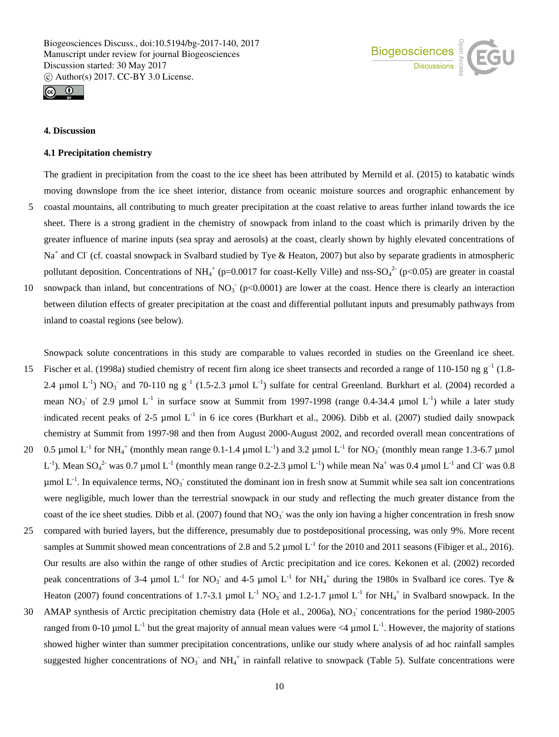## 4. Discussion

### 4.1 Precipitation chemistry

The gradient in precipitation from the coast to the ice sheet has been attributed by Mernild et al. (2015) to katabatic winds moving downslope from the ice sheet interior, distance from oceanic moisture sources and orographic enhancement by coastal mountains, all contributing to much greater precipitation at the coast relative to areas further inland towards the ice sheet. There is a strong gradient in the chemistry of snowpack from inland to the coast which is primarily driven by the greater influence of marine inputs (sea spray and aerosols) at the coast, clearly shown by highly elevated concentrations of $Na^+$ and $Cl^-$ (cf. coastal snowpack in Svalbard studied by Tye & Heaton, 2007) but also by separate gradients in atmospheric pollutant deposition. Concentrations of $NH_4^+$ ($p=0.0017$ for coast-Kelly Ville) and nss-$SO_4^{2-}$ ($p<0.05$) are greater in coastal snowpack than inland, but concentrations of $NO_3^-$ ($p<0.0001$) are lower at the coast. Hence there is clearly an interaction between dilution effects of greater precipitation at the coast and differential pollutant inputs and presumably pathways from inland to coastal regions (see below).

Snowpack solute concentrations in this study are comparable to values recorded in studies on the Greenland ice sheet. Fischer et al. (1998a) studied chemistry of recent firn along ice sheet transects and recorded a range of 110-150 ng $g^{-1}$ (1.8-2.4 µmol $L^{-1}$) $NO_3^-$ and 70-110 ng $g^{-1}$ (1.5-2.3 µmol $L^{-1}$) sulfate for central Greenland. Burkhart et al. (2004) recorded a mean $NO_3^-$ of 2.9 µmol $L^{-1}$ in surface snow at Summit from 1997-1998 (range 0.4-34.4 µmol $L^{-1}$) while a later study indicated recent peaks of 2-5 µmol $L^{-1}$ in 6 ice cores (Burkhart et al., 2006). Dibb et al. (2007) studied daily snowpack chemistry at Summit from 1997-98 and then from August 2000-August 2002, and recorded overall mean concentrations of 0.5 µmol $L^{-1}$ for $NH_4^+$ (monthly mean range 0.1-1.4 µmol $L^{-1}$) and 3.2 µmol $L^{-1}$ for $NO_3^-$ (monthly mean range 1.3-6.7 µmol $L^{-1}$). Mean $SO_4^{2-}$ was 0.7 µmol $L^{-1}$ (monthly mean range 0.2-2.3 µmol $L^{-1}$) while mean $Na^+$ was 0.4 µmol $L^{-1}$ and $Cl^-$ was 0.8 µmol $L^{-1}$. In equivalence terms, $NO_3^-$ constituted the dominant ion in fresh snow at Summit while sea salt ion concentrations were negligible, much lower than the terrestrial snowpack in our study and reflecting the much greater distance from the coast of the ice sheet studies. Dibb et al. (2007) found that $NO_3^-$ was the only ion having a higher concentration in fresh snow compared with buried layers, but the difference, presumably due to postdepositional processing, was only 9%. More recent samples at Summit showed mean concentrations of 2.8 and 5.2 µmol $L^{-1}$ for the 2010 and 2011 seasons (Fibiger et al., 2016). Our results are also within the range of other studies of Arctic precipitation and ice cores. Kekonen et al. (2002) recorded peak concentrations of 3-4 µmol $L^{-1}$ for $NO_3^-$ and 4-5 µmol $L^{-1}$ for $NH_4^+$ during the 1980s in Svalbard ice cores. Tye & Heaton (2007) found concentrations of 1.7-3.1 µmol $L^{-1}$ $NO_3^-$ and 1.2-1.7 µmol $L^{-1}$ for $NH_4^+$ in Svalbard snowpack. In the AMAP synthesis of Arctic precipitation chemistry data (Hole et al., 2006a), $NO_3^-$ concentrations for the period 1980-2005 ranged from 0-10 µmol $L^{-1}$ but the great majority of annual mean values were <4 µmol $L^{-1}$. However, the majority of stations showed higher winter than summer precipitation concentrations, unlike our study where analysis of ad hoc rainfall samples suggested higher concentrations of $NO_3^-$ and $NH_4^+$ in rainfall relative to snowpack (Table 5). Sulfate concentrations were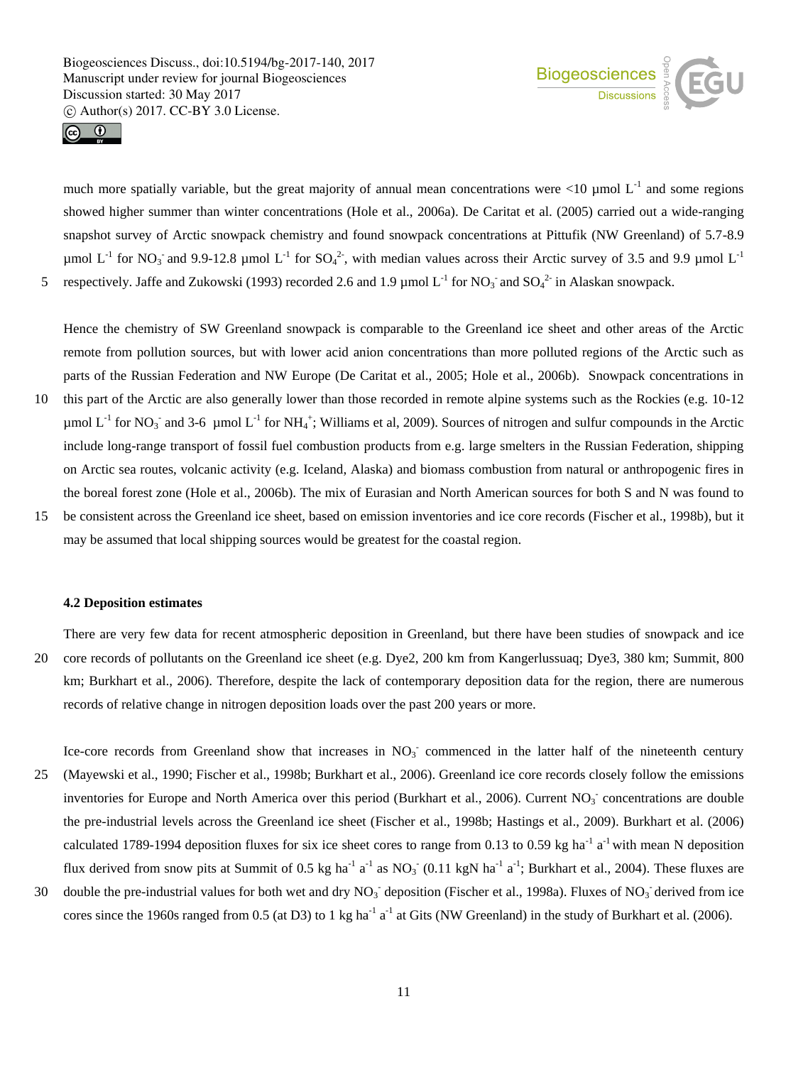much more spatially variable, but the great majority of annual mean concentrations were <10 µmol $L^{-1}$ and some regions showed higher summer than winter concentrations (Hole et al., 2006a). De Caritat et al. (2005) carried out a wide-ranging snapshot survey of Arctic snowpack chemistry and found snowpack concentrations at Pittufik (NW Greenland) of 5.7-8.9 µmol $L^{-1}$ for $NO_3^-$ and 9.9-12.8 µmol $L^{-1}$ for $SO_4^{2-}$, with median values across their Arctic survey of 3.5 and 9.9 µmol $L^{-1}$ respectively. Jaffe and Zukowski (1993) recorded 2.6 and 1.9 µmol $L^{-1}$ for $NO_3^-$ and $SO_4^{2-}$ in Alaskan snowpack.

Hence the chemistry of SW Greenland snowpack is comparable to the Greenland ice sheet and other areas of the Arctic remote from pollution sources, but with lower acid anion concentrations than more polluted regions of the Arctic such as parts of the Russian Federation and NW Europe (De Caritat et al., 2005; Hole et al., 2006b). Snowpack concentrations in this part of the Arctic are also generally lower than those recorded in remote alpine systems such as the Rockies (e.g. 10-12 µmol $L^{-1}$ for $NO_3^-$ and 3-6 µmol $L^{-1}$ for $NH_4^+$; Williams et al, 2009). Sources of nitrogen and sulfur compounds in the Arctic include long-range transport of fossil fuel combustion products from e.g. large smelters in the Russian Federation, shipping on Arctic sea routes, volcanic activity (e.g. Iceland, Alaska) and biomass combustion from natural or anthropogenic fires in the boreal forest zone (Hole et al., 2006b). The mix of Eurasian and North American sources for both S and N was found to be consistent across the Greenland ice sheet, based on emission inventories and ice core records (Fischer et al., 1998b), but it may be assumed that local shipping sources would be greatest for the coastal region.

### 4.2 Deposition estimates

There are very few data for recent atmospheric deposition in Greenland, but there have been studies of snowpack and ice core records of pollutants on the Greenland ice sheet (e.g. Dye2, 200 km from Kangerlussuaq; Dye3, 380 km; Summit, 800 km; Burkhart et al., 2006). Therefore, despite the lack of contemporary deposition data for the region, there are numerous records of relative change in nitrogen deposition loads over the past 200 years or more.

Ice-core records from Greenland show that increases in $NO_3^-$ commenced in the latter half of the nineteenth century (Mayewski et al., 1990; Fischer et al., 1998b; Burkhart et al., 2006). Greenland ice core records closely follow the emissions inventories for Europe and North America over this period (Burkhart et al., 2006). Current $NO_3^-$ concentrations are double the pre-industrial levels across the Greenland ice sheet (Fischer et al., 1998b; Hastings et al., 2009). Burkhart et al. (2006) calculated 1789-1994 deposition fluxes for six ice sheet cores to range from 0.13 to 0.59 kg $ha^{-1}$ $a^{-1}$ with mean N deposition flux derived from snow pits at Summit of 0.5 kg $ha^{-1}$ $a^{-1}$ as $NO_3^-$ (0.11 kgN $ha^{-1}$ $a^{-1}$; Burkhart et al., 2004). These fluxes are double the pre-industrial values for both wet and dry $NO_3^-$ deposition (Fischer et al., 1998a). Fluxes of $NO_3^-$ derived from ice cores since the 1960s ranged from 0.5 (at D3) to 1 kg $ha^{-1}$ $a^{-1}$ at Gits (NW Greenland) in the study of Burkhart et al. (2006).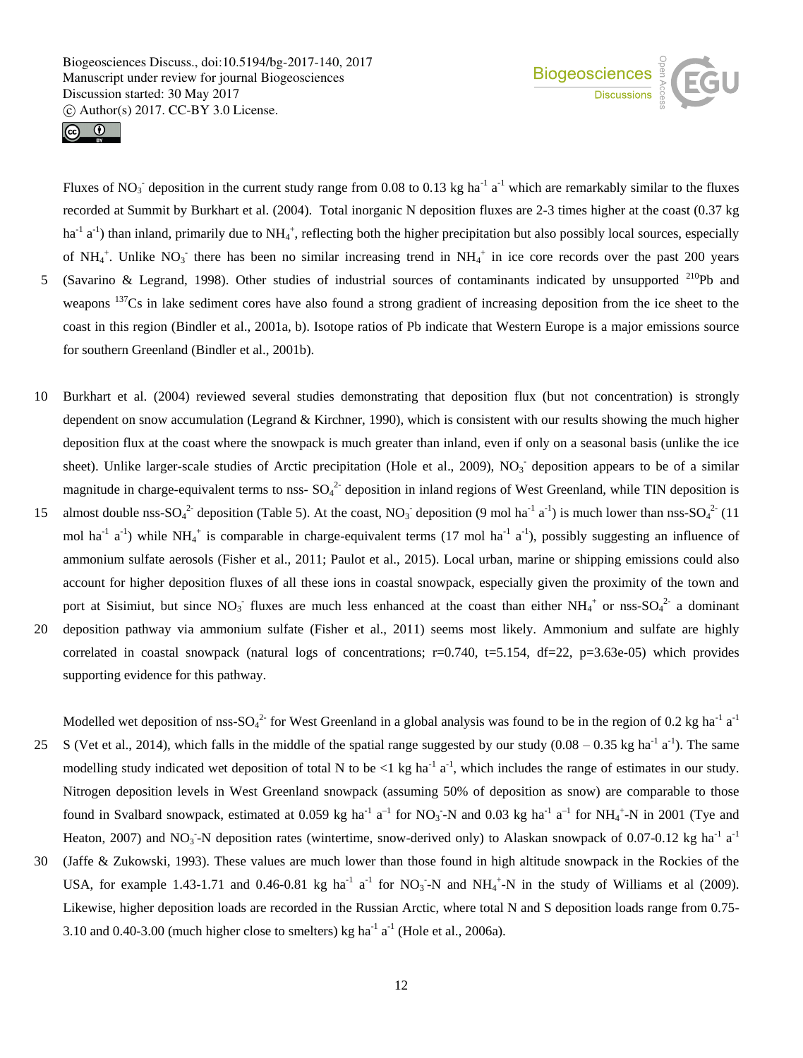Fluxes of $NO_3^-$ deposition in the current study range from 0.08 to 0.13 kg $ha^{-1}$ $a^{-1}$ which are remarkably similar to the fluxes recorded at Summit by Burkhart et al. (2004). Total inorganic N deposition fluxes are 2-3 times higher at the coast (0.37 kg $ha^{-1}$ $a^{-1}$) than inland, primarily due to $NH_4^+$, reflecting both the higher precipitation but also possibly local sources, especially of $NH_4^+$. Unlike $NO_3^-$ there has been no similar increasing trend in $NH_4^+$ in ice core records over the past 200 years (Savarino & Legrand, 1998). Other studies of industrial sources of contaminants indicated by unsupported $^{210}$Pb and weapons $^{137}$Cs in lake sediment cores have also found a strong gradient of increasing deposition from the ice sheet to the coast in this region (Bindler et al., 2001a, b). Isotope ratios of Pb indicate that Western Europe is a major emissions source for southern Greenland (Bindler et al., 2001b).

Burkhart et al. (2004) reviewed several studies demonstrating that deposition flux (but not concentration) is strongly dependent on snow accumulation (Legrand & Kirchner, 1990), which is consistent with our results showing the much higher deposition flux at the coast where the snowpack is much greater than inland, even if only on a seasonal basis (unlike the ice sheet). Unlike larger-scale studies of Arctic precipitation (Hole et al., 2009), $NO_3^-$ deposition appears to be of a similar magnitude in charge-equivalent terms to nss- $SO_4^{2-}$ deposition in inland regions of West Greenland, while TIN deposition is almost double nss-$SO_4^{2-}$ deposition (Table 5). At the coast, $NO_3^-$ deposition (9 mol $ha^{-1}$ $a^{-1}$) is much lower than nss-$SO_4^{2-}$ (11 mol $ha^{-1}$ $a^{-1}$) while $NH_4^+$ is comparable in charge-equivalent terms (17 mol $ha^{-1}$ $a^{-1}$), possibly suggesting an influence of ammonium sulfate aerosols (Fisher et al., 2011; Paulot et al., 2015). Local urban, marine or shipping emissions could also account for higher deposition fluxes of all these ions in coastal snowpack, especially given the proximity of the town and port at Sisimiut, but since $NO_3^-$ fluxes are much less enhanced at the coast than either $NH_4^+$ or nss-$SO_4^{2-}$ a dominant deposition pathway via ammonium sulfate (Fisher et al., 2011) seems most likely. Ammonium and sulfate are highly correlated in coastal snowpack (natural logs of concentrations; r=0.740, t=5.154, df=22, p=3.63e-05) which provides supporting evidence for this pathway.

Modelled wet deposition of nss-$SO_4^{2-}$ for West Greenland in a global analysis was found to be in the region of 0.2 kg $ha^{-1}$ $a^{-1}$ S (Vet et al., 2014), which falls in the middle of the spatial range suggested by our study (0.08 – 0.35 kg $ha^{-1}$ $a^{-1}$). The same modelling study indicated wet deposition of total N to be <1 kg $ha^{-1}$ $a^{-1}$, which includes the range of estimates in our study. Nitrogen deposition levels in West Greenland snowpack (assuming 50% of deposition as snow) are comparable to those found in Svalbard snowpack, estimated at 0.059 kg $ha^{-1}$ $a^{-1}$ for $NO_3^-$-N and 0.03 kg $ha^{-1}$ $a^{-1}$ for $NH_4^+$-N in 2001 (Tye and Heaton, 2007) and $NO_3^-$-N deposition rates (wintertime, snow-derived only) to Alaskan snowpack of 0.07-0.12 kg $ha^{-1}$ $a^{-1}$ (Jaffe & Zukowski, 1993). These values are much lower than those found in high altitude snowpack in the Rockies of the USA, for example 1.43-1.71 and 0.46-0.81 kg $ha^{-1}$ $a^{-1}$ for $NO_3^-$-N and $NH_4^+$-N in the study of Williams et al (2009). Likewise, higher deposition loads are recorded in the Russian Arctic, where total N and S deposition loads range from 0.75-3.10 and 0.40-3.00 (much higher close to smelters) kg $ha^{-1}$ $a^{-1}$ (Hole et al., 2006a).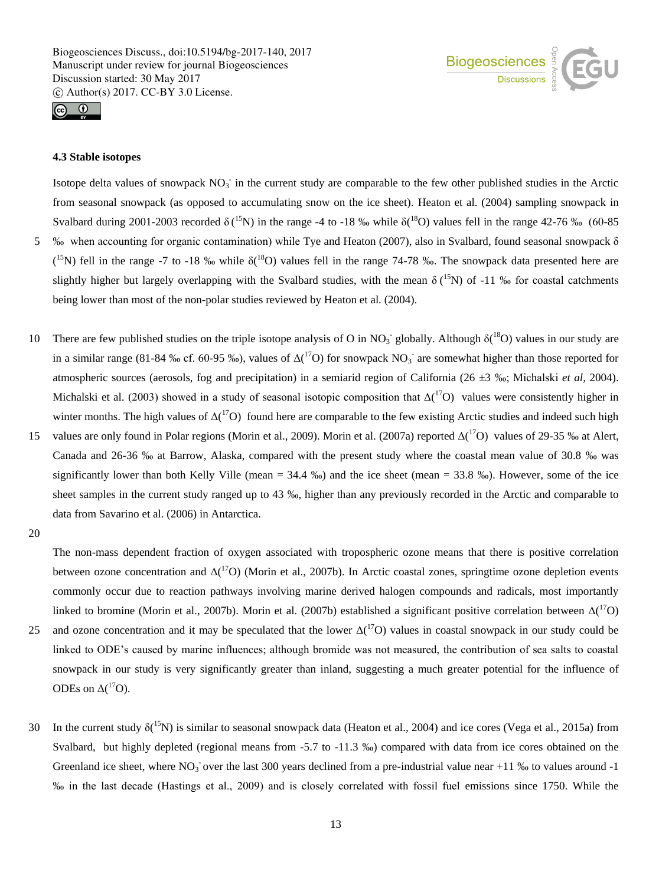### 4.3 Stable isotopes

Isotope delta values of snowpack $NO_3^-$ in the current study are comparable to the few other published studies in the Arctic from seasonal snowpack (as opposed to accumulating snow on the ice sheet). Heaton et al. (2004) sampling snowpack in Svalbard during 2001-2003 recorded $\delta(^{15}N)$ in the range -4 to -18 ‰ while $\delta(^{18}O)$ values fell in the range 42-76 ‰ (60-85 ‰ when accounting for organic contamination) while Tye and Heaton (2007), also in Svalbard, found seasonal snowpack $\delta(^{15}N)$ fell in the range -7 to -18 ‰ while $\delta(^{18}O)$ values fell in the range 74-78 ‰. The snowpack data presented here are slightly higher but largely overlapping with the Svalbard studies, with the mean $\delta(^{15}N)$ of -11 ‰ for coastal catchments being lower than most of the non-polar studies reviewed by Heaton et al. (2004).

There are few published studies on the triple isotope analysis of O in $NO_3^-$ globally. Although $\delta(^{18}O)$ values in our study are in a similar range (81-84 ‰ cf. 60-95 ‰), values of $\Delta(^{17}O)$ for snowpack $NO_3^-$ are somewhat higher than those reported for atmospheric sources (aerosols, fog and precipitation) in a semiarid region of California (26 ±3 ‰; Michalski *et al*, 2004). Michalski et al. (2003) showed in a study of seasonal isotopic composition that $\Delta(^{17}O)$ values were consistently higher in winter months. The high values of $\Delta(^{17}O)$ found here are comparable to the few existing Arctic studies and indeed such high values are only found in Polar regions (Morin et al., 2009). Morin et al. (2007a) reported $\Delta(^{17}O)$ values of 29-35 ‰ at Alert, Canada and 26-36 ‰ at Barrow, Alaska, compared with the present study where the coastal mean value of 30.8 ‰ was significantly lower than both Kelly Ville (mean = 34.4 ‰) and the ice sheet (mean = 33.8 ‰). However, some of the ice sheet samples in the current study ranged up to 43 ‰, higher than any previously recorded in the Arctic and comparable to data from Savarino et al. (2006) in Antarctica.

The non-mass dependent fraction of oxygen associated with tropospheric ozone means that there is positive correlation between ozone concentration and $\Delta(^{17}O)$ (Morin et al., 2007b). In Arctic coastal zones, springtime ozone depletion events commonly occur due to reaction pathways involving marine derived halogen compounds and radicals, most importantly linked to bromine (Morin et al., 2007b). Morin et al. (2007b) established a significant positive correlation between $\Delta(^{17}O)$ and ozone concentration and it may be speculated that the lower $\Delta(^{17}O)$ values in coastal snowpack in our study could be linked to ODE's caused by marine influences; although bromide was not measured, the contribution of sea salts to coastal snowpack in our study is very significantly greater than inland, suggesting a much greater potential for the influence of ODEs on $\Delta(^{17}O)$.

In the current study $\delta(^{15}N)$ is similar to seasonal snowpack data (Heaton et al., 2004) and ice cores (Vega et al., 2015a) from Svalbard, but highly depleted (regional means from -5.7 to -11.3 ‰) compared with data from ice cores obtained on the Greenland ice sheet, where $NO_3^-$ over the last 300 years declined from a pre-industrial value near +11 ‰ to values around -1 ‰ in the last decade (Hastings et al., 2009) and is closely correlated with fossil fuel emissions since 1750. While the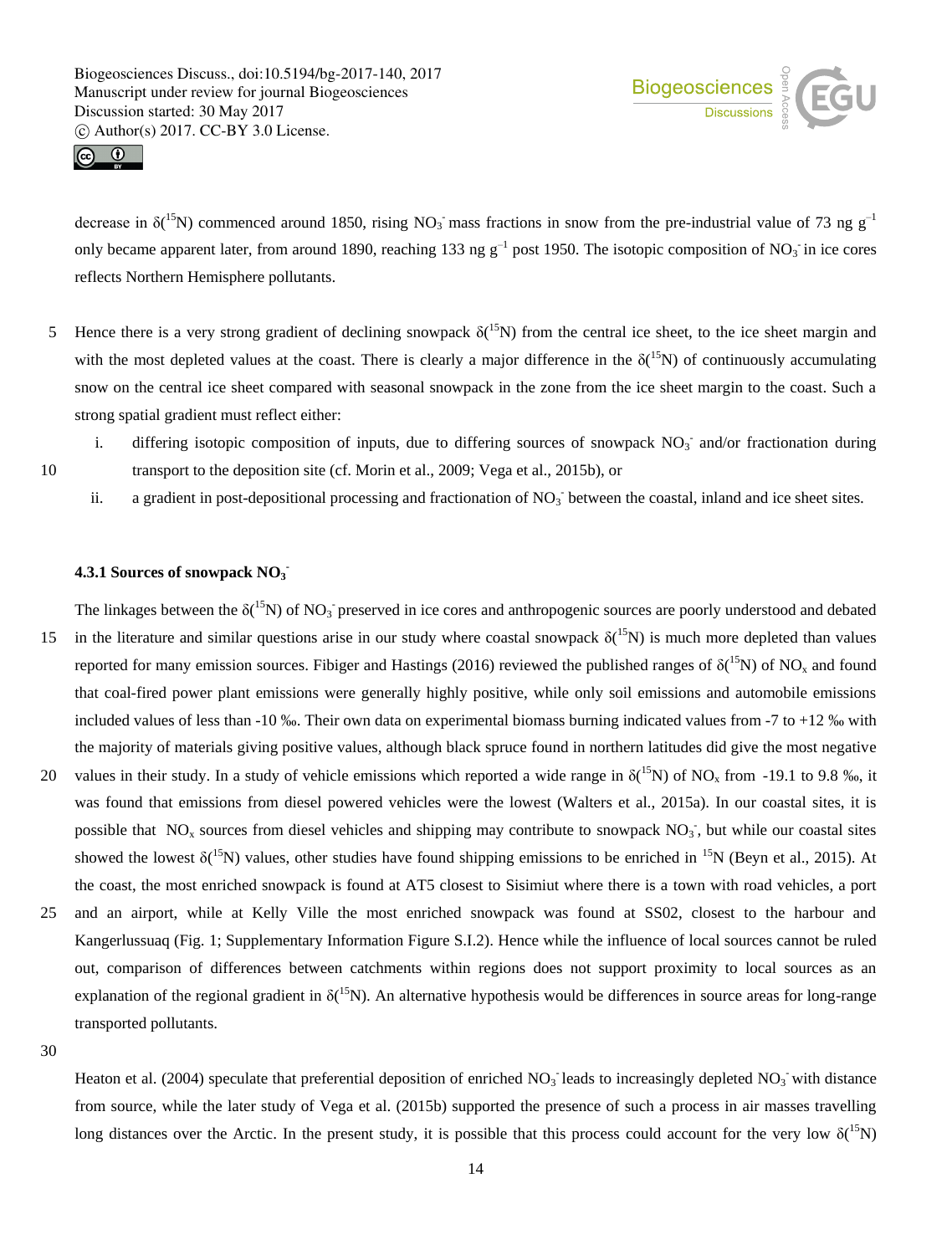decrease in $\delta(^{15}N)$ commenced around 1850, rising $NO_3^-$ mass fractions in snow from the pre-industrial value of 73 ng $g^{-1}$ only became apparent later, from around 1890, reaching 133 ng $g^{-1}$ post 1950. The isotopic composition of $NO_3^-$ in ice cores reflects Northern Hemisphere pollutants.

Hence there is a very strong gradient of declining snowpack $\delta(^{15}N)$ from the central ice sheet, to the ice sheet margin and with the most depleted values at the coast. There is clearly a major difference in the $\delta(^{15}N)$ of continuously accumulating snow on the central ice sheet compared with seasonal snowpack in the zone from the ice sheet margin to the coast. Such a strong spatial gradient must reflect either:

i. differing isotopic composition of inputs, due to differing sources of snowpack $NO_3^-$ and/or fractionation during transport to the deposition site (cf. Morin et al., 2009; Vega et al., 2015b), or

ii. a gradient in post-depositional processing and fractionation of $NO_3^-$ between the coastal, inland and ice sheet sites.

### 4.3.1 Sources of snowpack $NO_3^-$

The linkages between the $\delta(^{15}N)$ of $NO_3^-$ preserved in ice cores and anthropogenic sources are poorly understood and debated in the literature and similar questions arise in our study where coastal snowpack $\delta(^{15}N)$ is much more depleted than values reported for many emission sources. Fibiger and Hastings (2016) reviewed the published ranges of $\delta(^{15}N)$ of $NO_x$ and found that coal-fired power plant emissions were generally highly positive, while only soil emissions and automobile emissions included values of less than -10 ‰. Their own data on experimental biomass burning indicated values from -7 to +12 ‰ with the majority of materials giving positive values, although black spruce found in northern latitudes did give the most negative values in their study. In a study of vehicle emissions which reported a wide range in $\delta(^{15}N)$ of $NO_x$ from -19.1 to 9.8 ‰, it was found that emissions from diesel powered vehicles were the lowest (Walters et al., 2015a). In our coastal sites, it is possible that $NO_x$ sources from diesel vehicles and shipping may contribute to snowpack $NO_3^-$, but while our coastal sites showed the lowest $\delta(^{15}N)$ values, other studies have found shipping emissions to be enriched in $^{15}N$ (Beyn et al., 2015). At the coast, the most enriched snowpack is found at AT5 closest to Sisimiut where there is a town with road vehicles, a port and an airport, while at Kelly Ville the most enriched snowpack was found at SS02, closest to the harbour and Kangerlussuaq (Fig. 1; Supplementary Information Figure S.I.2). Hence while the influence of local sources cannot be ruled out, comparison of differences between catchments within regions does not support proximity to local sources as an explanation of the regional gradient in $\delta(^{15}N)$. An alternative hypothesis would be differences in source areas for long-range transported pollutants.

Heaton et al. (2004) speculate that preferential deposition of enriched $NO_3^-$ leads to increasingly depleted $NO_3^-$ with distance from source, while the later study of Vega et al. (2015b) supported the presence of such a process in air masses travelling long distances over the Arctic. In the present study, it is possible that this process could account for the very low $\delta(^{15}N)$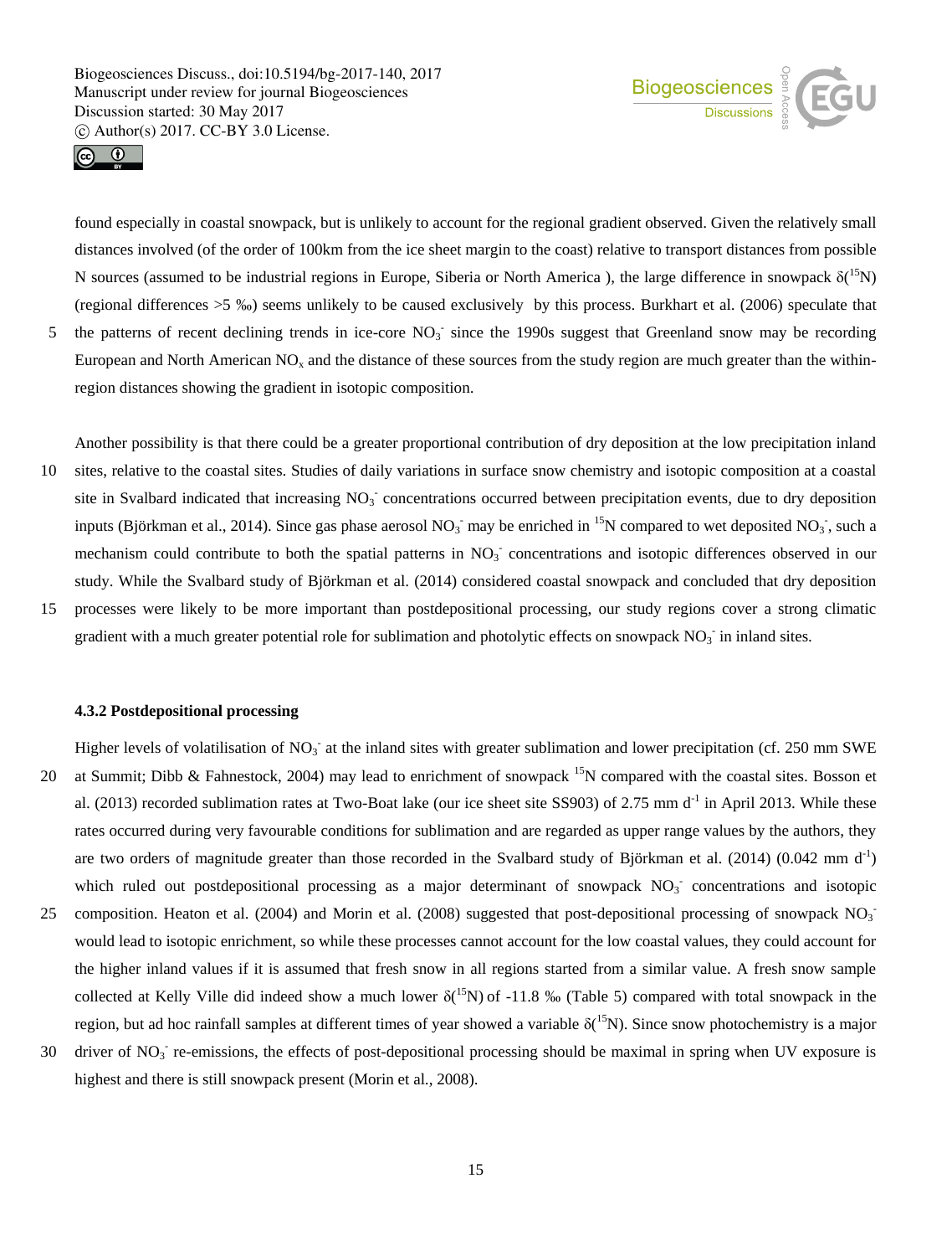found especially in coastal snowpack, but is unlikely to account for the regional gradient observed. Given the relatively small distances involved (of the order of 100km from the ice sheet margin to the coast) relative to transport distances from possible N sources (assumed to be industrial regions in Europe, Siberia or North America ), the large difference in snowpack $\delta(^{15}N)$ (regional differences >5 ‰) seems unlikely to be caused exclusively by this process. Burkhart et al. (2006) speculate that the patterns of recent declining trends in ice-core $NO_3^-$ since the 1990s suggest that Greenland snow may be recording European and North American $NO_x$ and the distance of these sources from the study region are much greater than the within-region distances showing the gradient in isotopic composition.

Another possibility is that there could be a greater proportional contribution of dry deposition at the low precipitation inland sites, relative to the coastal sites. Studies of daily variations in surface snow chemistry and isotopic composition at a coastal site in Svalbard indicated that increasing $NO_3^-$ concentrations occurred between precipitation events, due to dry deposition inputs (Björkman et al., 2014). Since gas phase aerosol $NO_3^-$ may be enriched in $^{15}N$ compared to wet deposited $NO_3^-$, such a mechanism could contribute to both the spatial patterns in $NO_3^-$ concentrations and isotopic differences observed in our study. While the Svalbard study of Björkman et al. (2014) considered coastal snowpack and concluded that dry deposition processes were likely to be more important than postdepositional processing, our study regions cover a strong climatic gradient with a much greater potential role for sublimation and photolytic effects on snowpack $NO_3^-$ in inland sites.

### 4.3.2 Postdepositional processing

Higher levels of volatilisation of $NO_3^-$ at the inland sites with greater sublimation and lower precipitation (cf. 250 mm SWE at Summit; Dibb & Fahnestock, 2004) may lead to enrichment of snowpack $^{15}N$ compared with the coastal sites. Bosson et al. (2013) recorded sublimation rates at Two-Boat lake (our ice sheet site SS903) of 2.75 mm $d^{-1}$ in April 2013. While these rates occurred during very favourable conditions for sublimation and are regarded as upper range values by the authors, they are two orders of magnitude greater than those recorded in the Svalbard study of Björkman et al. (2014) (0.042 mm $d^{-1}$) which ruled out postdepositional processing as a major determinant of snowpack $NO_3^-$ concentrations and isotopic composition. Heaton et al. (2004) and Morin et al. (2008) suggested that post-depositional processing of snowpack $NO_3^-$ would lead to isotopic enrichment, so while these processes cannot account for the low coastal values, they could account for the higher inland values if it is assumed that fresh snow in all regions started from a similar value. A fresh snow sample collected at Kelly Ville did indeed show a much lower $\delta(^{15}N)$ of -11.8 ‰ (Table 5) compared with total snowpack in the region, but ad hoc rainfall samples at different times of year showed a variable $\delta(^{15}N)$. Since snow photochemistry is a major driver of $NO_3^-$ re-emissions, the effects of post-depositional processing should be maximal in spring when UV exposure is highest and there is still snowpack present (Morin et al., 2008).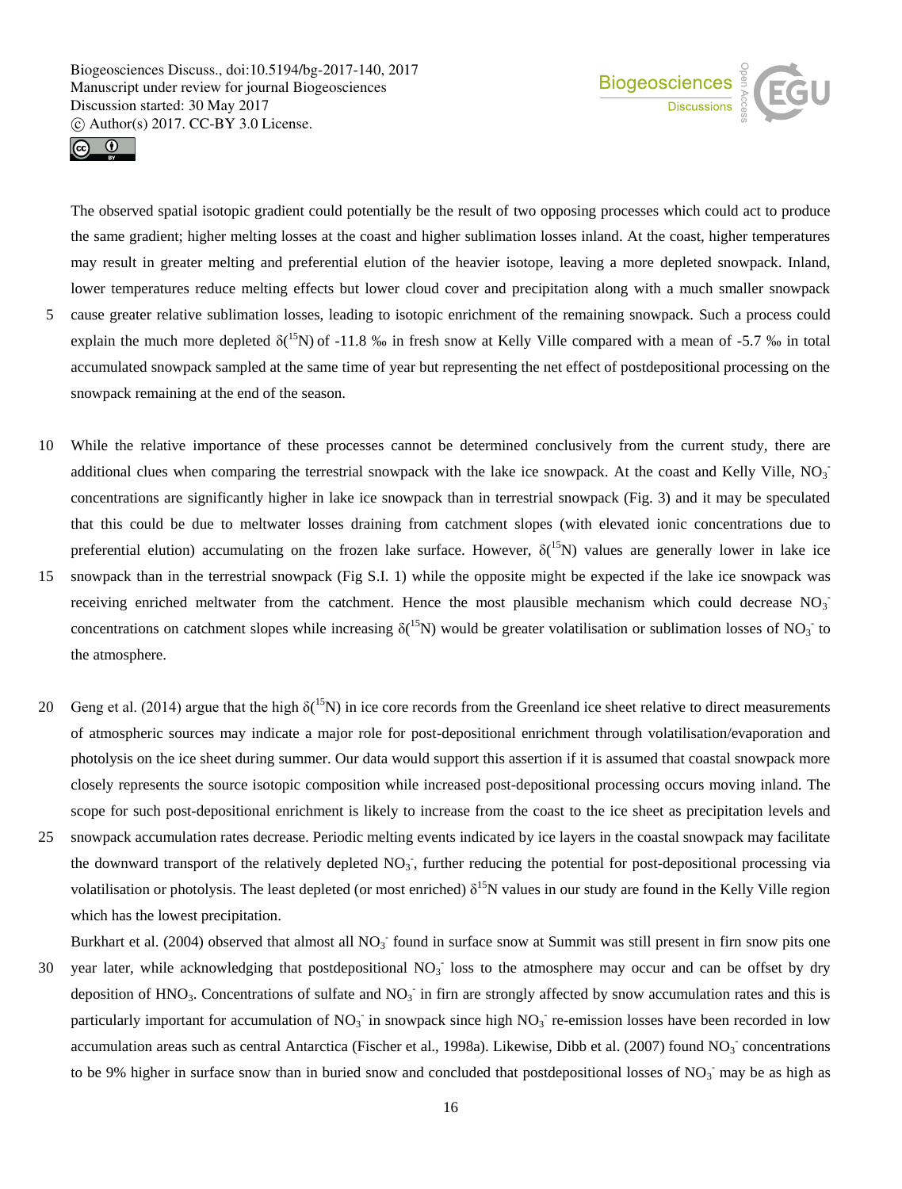The observed spatial isotopic gradient could potentially be the result of two opposing processes which could act to produce the same gradient; higher melting losses at the coast and higher sublimation losses inland. At the coast, higher temperatures may result in greater melting and preferential elution of the heavier isotope, leaving a more depleted snowpack. Inland, lower temperatures reduce melting effects but lower cloud cover and precipitation along with a much smaller snowpack cause greater relative sublimation losses, leading to isotopic enrichment of the remaining snowpack. Such a process could explain the much more depleted $\delta(^{15}N)$ of -11.8 ‰ in fresh snow at Kelly Ville compared with a mean of -5.7 ‰ in total accumulated snowpack sampled at the same time of year but representing the net effect of postdepositional processing on the snowpack remaining at the end of the season.

While the relative importance of these processes cannot be determined conclusively from the current study, there are additional clues when comparing the terrestrial snowpack with the lake ice snowpack. At the coast and Kelly Ville, $NO_3^-$ concentrations are significantly higher in lake ice snowpack than in terrestrial snowpack (Fig. 3) and it may be speculated that this could be due to meltwater losses draining from catchment slopes (with elevated ionic concentrations due to preferential elution) accumulating on the frozen lake surface. However, $\delta(^{15}N)$ values are generally lower in lake ice snowpack than in the terrestrial snowpack (Fig S.I. 1) while the opposite might be expected if the lake ice snowpack was receiving enriched meltwater from the catchment. Hence the most plausible mechanism which could decrease $NO_3^-$ concentrations on catchment slopes while increasing $\delta(^{15}N)$ would be greater volatilisation or sublimation losses of $NO_3^-$ to the atmosphere.

Geng et al. (2014) argue that the high $\delta(^{15}N)$ in ice core records from the Greenland ice sheet relative to direct measurements of atmospheric sources may indicate a major role for post-depositional enrichment through volatilisation/evaporation and photolysis on the ice sheet during summer. Our data would support this assertion if it is assumed that coastal snowpack more closely represents the source isotopic composition while increased post-depositional processing occurs moving inland. The scope for such post-depositional enrichment is likely to increase from the coast to the ice sheet as precipitation levels and snowpack accumulation rates decrease. Periodic melting events indicated by ice layers in the coastal snowpack may facilitate the downward transport of the relatively depleted $NO_3^-$, further reducing the potential for post-depositional processing via volatilisation or photolysis. The least depleted (or most enriched) $\delta^{15}N$ values in our study are found in the Kelly Ville region which has the lowest precipitation.

Burkhart et al. (2004) observed that almost all $NO_3^-$ found in surface snow at Summit was still present in firn snow pits one year later, while acknowledging that postdepositional $NO_3^-$ loss to the atmosphere may occur and can be offset by dry deposition of $HNO_3$. Concentrations of sulfate and $NO_3^-$ in firn are strongly affected by snow accumulation rates and this is particularly important for accumulation of $NO_3^-$ in snowpack since high $NO_3^-$ re-emission losses have been recorded in low accumulation areas such as central Antarctica (Fischer et al., 1998a). Likewise, Dibb et al. (2007) found $NO_3^-$ concentrations to be 9% higher in surface snow than in buried snow and concluded that postdepositional losses of $NO_3^-$ may be as high as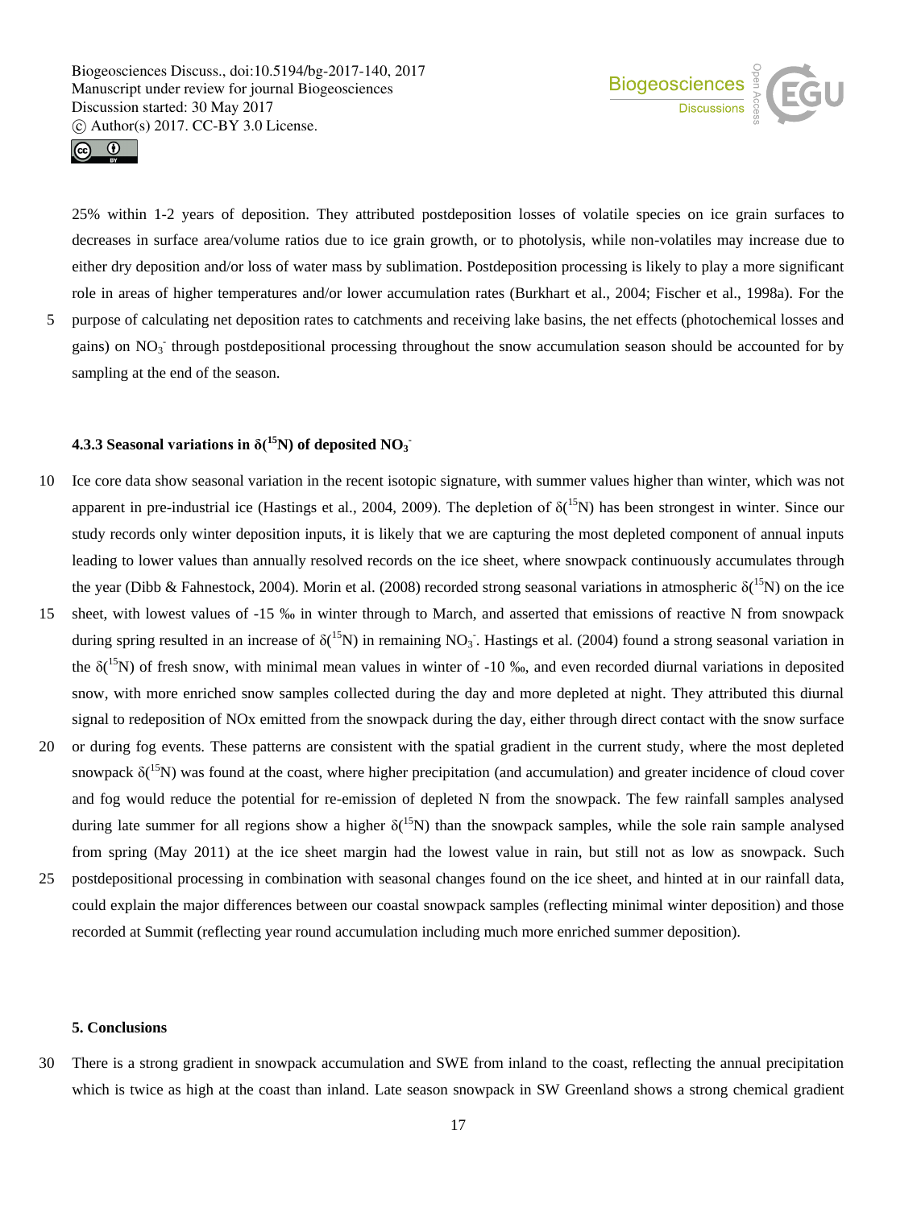25% within 1-2 years of deposition. They attributed postdeposition losses of volatile species on ice grain surfaces to decreases in surface area/volume ratios due to ice grain growth, or to photolysis, while non-volatiles may increase due to either dry deposition and/or loss of water mass by sublimation. Postdeposition processing is likely to play a more significant role in areas of higher temperatures and/or lower accumulation rates (Burkhart et al., 2004; Fischer et al., 1998a). For the purpose of calculating net deposition rates to catchments and receiving lake basins, the net effects (photochemical losses and gains) on $NO_3^-$ through postdepositional processing throughout the snow accumulation season should be accounted for by sampling at the end of the season.

#### 4.3.3 Seasonal variations in $\delta(^{15}N)$ of deposited $NO_3^-$

Ice core data show seasonal variation in the recent isotopic signature, with summer values higher than winter, which was not apparent in pre-industrial ice (Hastings et al., 2004, 2009). The depletion of $\delta(^{15}N)$ has been strongest in winter. Since our study records only winter deposition inputs, it is likely that we are capturing the most depleted component of annual inputs leading to lower values than annually resolved records on the ice sheet, where snowpack continuously accumulates through the year (Dibb & Fahnestock, 2004). Morin et al. (2008) recorded strong seasonal variations in atmospheric $\delta(^{15}N)$ on the ice sheet, with lowest values of -15 ‰ in winter through to March, and asserted that emissions of reactive N from snowpack during spring resulted in an increase of $\delta(^{15}N)$ in remaining $NO_3^-$. Hastings et al. (2004) found a strong seasonal variation in the $\delta(^{15}N)$ of fresh snow, with minimal mean values in winter of -10 ‰, and even recorded diurnal variations in deposited snow, with more enriched snow samples collected during the day and more depleted at night. They attributed this diurnal signal to redeposition of NOx emitted from the snowpack during the day, either through direct contact with the snow surface or during fog events. These patterns are consistent with the spatial gradient in the current study, where the most depleted snowpack $\delta(^{15}N)$ was found at the coast, where higher precipitation (and accumulation) and greater incidence of cloud cover and fog would reduce the potential for re-emission of depleted N from the snowpack. The few rainfall samples analysed during late summer for all regions show a higher $\delta(^{15}N)$ than the snowpack samples, while the sole rain sample analysed from spring (May 2011) at the ice sheet margin had the lowest value in rain, but still not as low as snowpack. Such postdepositional processing in combination with seasonal changes found on the ice sheet, and hinted at in our rainfall data, could explain the major differences between our coastal snowpack samples (reflecting minimal winter deposition) and those recorded at Summit (reflecting year round accumulation including much more enriched summer deposition).

## 5. Conclusions

There is a strong gradient in snowpack accumulation and SWE from inland to the coast, reflecting the annual precipitation which is twice as high at the coast than inland. Late season snowpack in SW Greenland shows a strong chemical gradient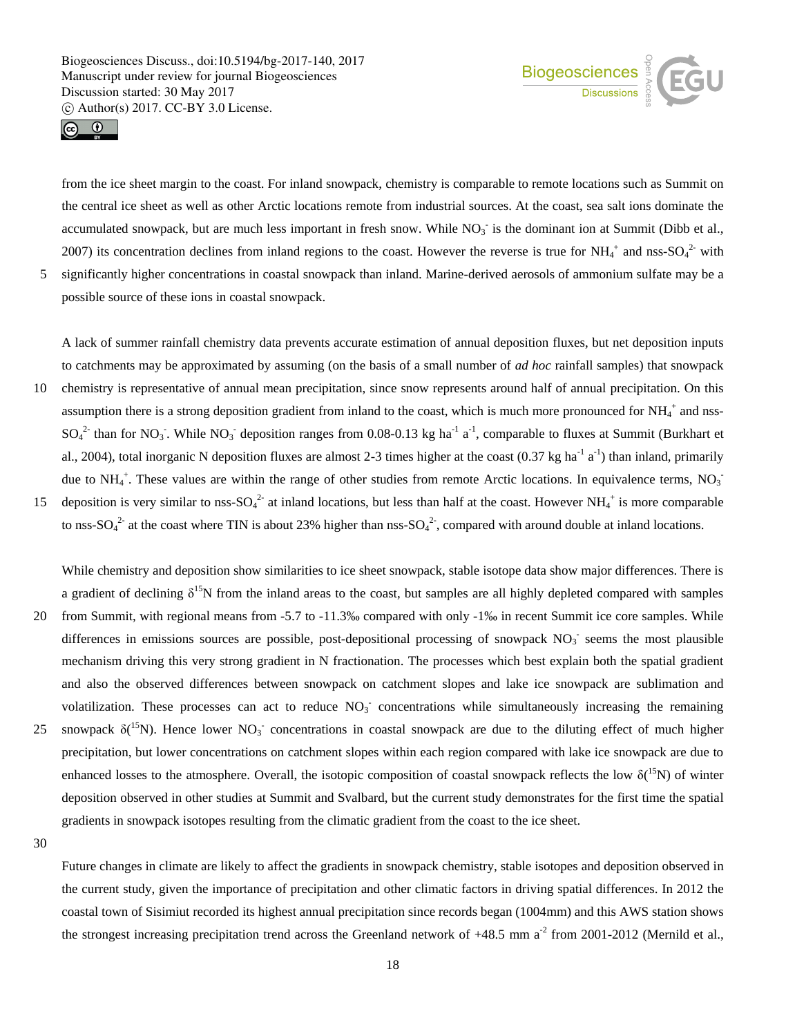from the ice sheet margin to the coast. For inland snowpack, chemistry is comparable to remote locations such as Summit on the central ice sheet as well as other Arctic locations remote from industrial sources. At the coast, sea salt ions dominate the accumulated snowpack, but are much less important in fresh snow. While $NO_3^-$ is the dominant ion at Summit (Dibb et al., 2007) its concentration declines from inland regions to the coast. However the reverse is true for $NH_4^+$ and nss-$SO_4^{2-}$ with significantly higher concentrations in coastal snowpack than inland. Marine-derived aerosols of ammonium sulfate may be a possible source of these ions in coastal snowpack.

A lack of summer rainfall chemistry data prevents accurate estimation of annual deposition fluxes, but net deposition inputs to catchments may be approximated by assuming (on the basis of a small number of *ad hoc* rainfall samples) that snowpack chemistry is representative of annual mean precipitation, since snow represents around half of annual precipitation. On this assumption there is a strong deposition gradient from inland to the coast, which is much more pronounced for $NH_4^+$ and nss-$SO_4^{2-}$ than for $NO_3^-$. While $NO_3^-$ deposition ranges from 0.08-0.13 kg ha$^{-1}$ a$^{-1}$, comparable to fluxes at Summit (Burkhart et al., 2004), total inorganic N deposition fluxes are almost 2-3 times higher at the coast (0.37 kg ha$^{-1}$ a$^{-1}$) than inland, primarily due to $NH_4^+$. These values are within the range of other studies from remote Arctic locations. In equivalence terms, $NO_3^-$ deposition is very similar to nss-$SO_4^{2-}$ at inland locations, but less than half at the coast. However $NH_4^+$ is more comparable to nss-$SO_4^{2-}$ at the coast where TIN is about 23% higher than nss-$SO_4^{2-}$, compared with around double at inland locations.

While chemistry and deposition show similarities to ice sheet snowpack, stable isotope data show major differences. There is a gradient of declining $\delta^{15}$N from the inland areas to the coast, but samples are all highly depleted compared with samples from Summit, with regional means from -5.7 to -11.3‰ compared with only -1‰ in recent Summit ice core samples. While differences in emissions sources are possible, post-depositional processing of snowpack $NO_3^-$ seems the most plausible mechanism driving this very strong gradient in N fractionation. The processes which best explain both the spatial gradient and also the observed differences between snowpack on catchment slopes and lake ice snowpack are sublimation and volatilization. These processes can act to reduce $NO_3^-$ concentrations while simultaneously increasing the remaining snowpack $\delta(^{15}N)$. Hence lower $NO_3^-$ concentrations in coastal snowpack are due to the diluting effect of much higher precipitation, but lower concentrations on catchment slopes within each region compared with lake ice snowpack are due to enhanced losses to the atmosphere. Overall, the isotopic composition of coastal snowpack reflects the low $\delta(^{15}N)$ of winter deposition observed in other studies at Summit and Svalbard, but the current study demonstrates for the first time the spatial gradients in snowpack isotopes resulting from the climatic gradient from the coast to the ice sheet.

Future changes in climate are likely to affect the gradients in snowpack chemistry, stable isotopes and deposition observed in the current study, given the importance of precipitation and other climatic factors in driving spatial differences. In 2012 the coastal town of Sisimiut recorded its highest annual precipitation since records began (1004mm) and this AWS station shows the strongest increasing precipitation trend across the Greenland network of +48.5 mm a$^{-2}$ from 2001-2012 (Mernild et al.,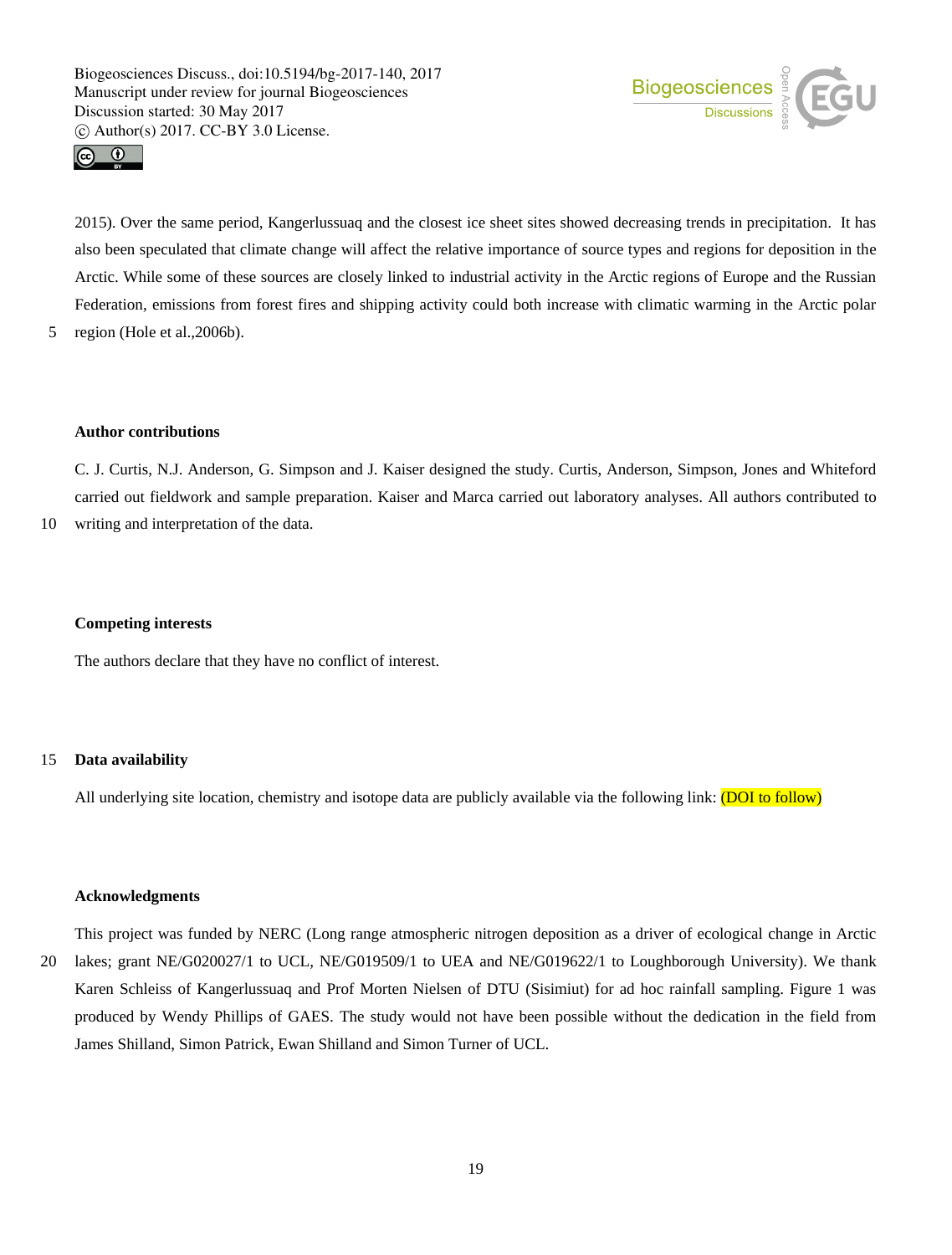2015). Over the same period, Kangerlussuaq and the closest ice sheet sites showed decreasing trends in precipitation. It has also been speculated that climate change will affect the relative importance of source types and regions for deposition in the Arctic. While some of these sources are closely linked to industrial activity in the Arctic regions of Europe and the Russian Federation, emissions from forest fires and shipping activity could both increase with climatic warming in the Arctic polar region (Hole et al.,2006b).

## Author contributions

C. J. Curtis, N.J. Anderson, G. Simpson and J. Kaiser designed the study. Curtis, Anderson, Simpson, Jones and Whiteford carried out fieldwork and sample preparation. Kaiser and Marca carried out laboratory analyses. All authors contributed to writing and interpretation of the data.

## Competing interests

The authors declare that they have no conflict of interest.

## Data availability

All underlying site location, chemistry and isotope data are publicly available via the following link: (DOI to follow)

## Acknowledgments

This project was funded by NERC (Long range atmospheric nitrogen deposition as a driver of ecological change in Arctic lakes; grant NE/G020027/1 to UCL, NE/G019509/1 to UEA and NE/G019622/1 to Loughborough University). We thank Karen Schleiss of Kangerlussuaq and Prof Morten Nielsen of DTU (Sisimiut) for ad hoc rainfall sampling. Figure 1 was produced by Wendy Phillips of GAES. The study would not have been possible without the dedication in the field from James Shilland, Simon Patrick, Ewan Shilland and Simon Turner of UCL.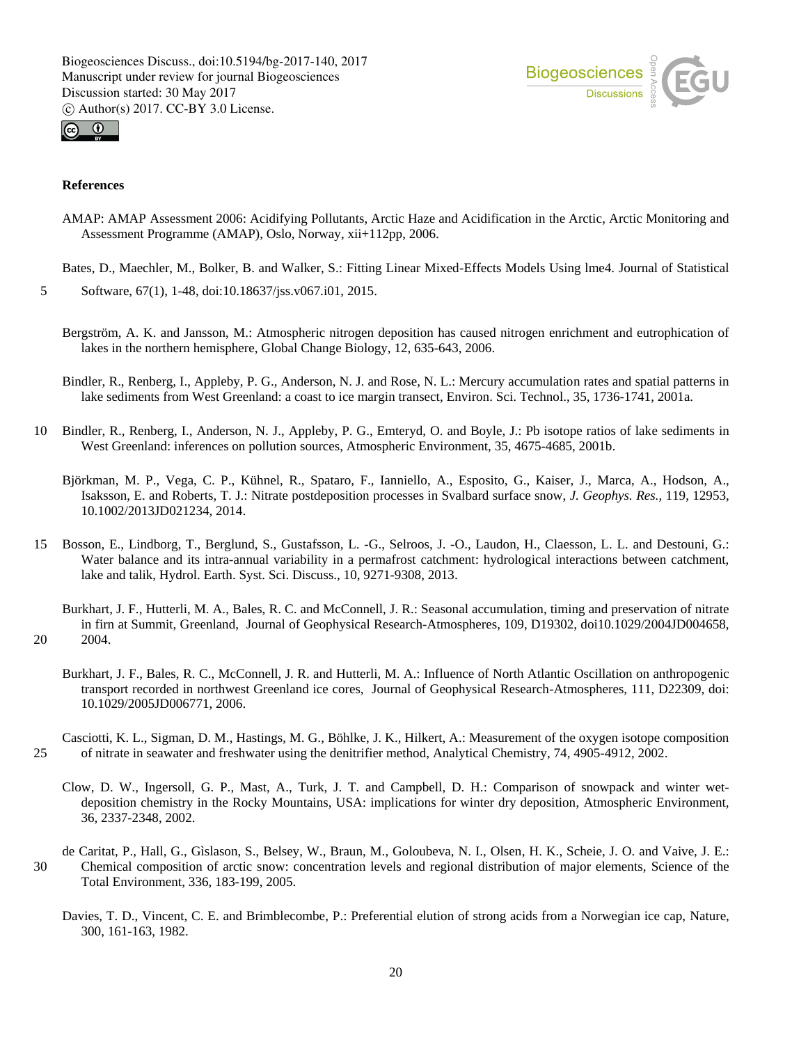## References

AMAP: AMAP Assessment 2006: Acidifying Pollutants, Arctic Haze and Acidification in the Arctic, Arctic Monitoring and Assessment Programme (AMAP), Oslo, Norway, xii+112pp, 2006.

Bates, D., Maechler, M., Bolker, B. and Walker, S.: Fitting Linear Mixed-Effects Models Using lme4. Journal of Statistical Software, 67(1), 1-48, doi:10.18637/jss.v067.i01, 2015.

Bergström, A. K. and Jansson, M.: Atmospheric nitrogen deposition has caused nitrogen enrichment and eutrophication of lakes in the northern hemisphere, Global Change Biology, 12, 635-643, 2006.

Bindler, R., Renberg, I., Appleby, P. G., Anderson, N. J. and Rose, N. L.: Mercury accumulation rates and spatial patterns in lake sediments from West Greenland: a coast to ice margin transect, Environ. Sci. Technol., 35, 1736-1741, 2001a.

Bindler, R., Renberg, I., Anderson, N. J., Appleby, P. G., Emteryd, O. and Boyle, J.: Pb isotope ratios of lake sediments in West Greenland: inferences on pollution sources, Atmospheric Environment, 35, 4675-4685, 2001b.

Björkman, M. P., Vega, C. P., Kühnel, R., Spataro, F., Ianniello, A., Esposito, G., Kaiser, J., Marca, A., Hodson, A., Isaksson, E. and Roberts, T. J.: Nitrate postdeposition processes in Svalbard surface snow, *J. Geophys. Res.*, 119, 12953, 10.1002/2013JD021234, 2014.

Bosson, E., Lindborg, T., Berglund, S., Gustafsson, L. -G., Selroos, J. -O., Laudon, H., Claesson, L. L. and Destouni, G.: Water balance and its intra-annual variability in a permafrost catchment: hydrological interactions between catchment, lake and talik, Hydrol. Earth. Syst. Sci. Discuss., 10, 9271-9308, 2013.

Burkhart, J. F., Hutterli, M. A., Bales, R. C. and McConnell, J. R.: Seasonal accumulation, timing and preservation of nitrate in firn at Summit, Greenland, Journal of Geophysical Research-Atmospheres, 109, D19302, doi10.1029/2004JD004658, 2004.

Burkhart, J. F., Bales, R. C., McConnell, J. R. and Hutterli, M. A.: Influence of North Atlantic Oscillation on anthropogenic transport recorded in northwest Greenland ice cores, Journal of Geophysical Research-Atmospheres, 111, D22309, doi: 10.1029/2005JD006771, 2006.

Casciotti, K. L., Sigman, D. M., Hastings, M. G., Böhlke, J. K., Hilkert, A.: Measurement of the oxygen isotope composition of nitrate in seawater and freshwater using the denitrifier method, Analytical Chemistry, 74, 4905-4912, 2002.

Clow, D. W., Ingersoll, G. P., Mast, A., Turk, J. T. and Campbell, D. H.: Comparison of snowpack and winter wet-deposition chemistry in the Rocky Mountains, USA: implications for winter dry deposition, Atmospheric Environment, 36, 2337-2348, 2002.

de Caritat, P., Hall, G., Gìslason, S., Belsey, W., Braun, M., Goloubeva, N. I., Olsen, H. K., Scheie, J. O. and Vaive, J. E.: Chemical composition of arctic snow: concentration levels and regional distribution of major elements, Science of the Total Environment, 336, 183-199, 2005.

Davies, T. D., Vincent, C. E. and Brimblecombe, P.: Preferential elution of strong acids from a Norwegian ice cap, Nature, 300, 161-163, 1982.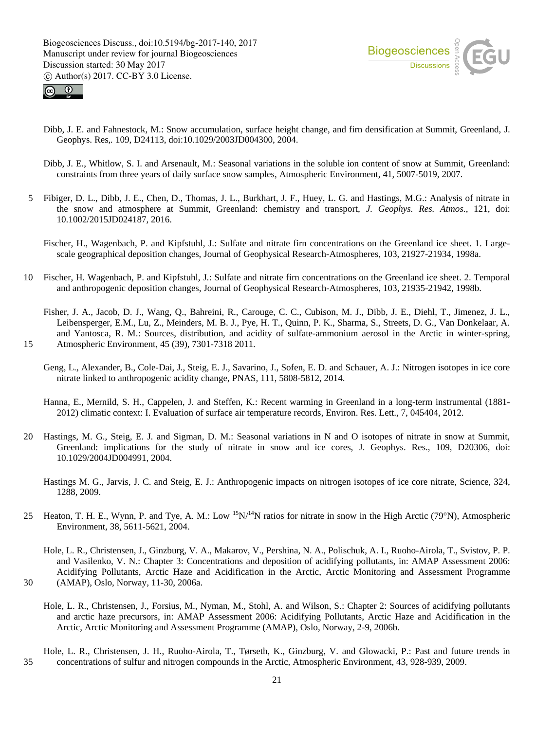Dibb, J. E. and Fahnestock, M.: Snow accumulation, surface height change, and firn densification at Summit, Greenland, J. Geophys. Res,. 109, D24113, doi:10.1029/2003JD004300, 2004.

Dibb, J. E., Whitlow, S. I. and Arsenault, M.: Seasonal variations in the soluble ion content of snow at Summit, Greenland: constraints from three years of daily surface snow samples, Atmospheric Environment, 41, 5007-5019, 2007.

Fibiger, D. L., Dibb, J. E., Chen, D., Thomas, J. L., Burkhart, J. F., Huey, L. G. and Hastings, M.G.: Analysis of nitrate in the snow and atmosphere at Summit, Greenland: chemistry and transport, *J. Geophys. Res. Atmos.*, 121, doi: 10.1002/2015JD024187, 2016.

Fischer, H., Wagenbach, P. and Kipfstuhl, J.: Sulfate and nitrate firn concentrations on the Greenland ice sheet. 1. Large-scale geographical deposition changes, Journal of Geophysical Research-Atmospheres, 103, 21927-21934, 1998a.

Fischer, H. Wagenbach, P. and Kipfstuhl, J.: Sulfate and nitrate firn concentrations on the Greenland ice sheet. 2. Temporal and anthropogenic deposition changes, Journal of Geophysical Research-Atmospheres, 103, 21935-21942, 1998b.

Fisher, J. A., Jacob, D. J., Wang, Q., Bahreini, R., Carouge, C. C., Cubison, M. J., Dibb, J. E., Diehl, T., Jimenez, J. L., Leibensperger, E.M., Lu, Z., Meinders, M. B. J., Pye, H. T., Quinn, P. K., Sharma, S., Streets, D. G., Van Donkelaar, A. and Yantosca, R. M.: Sources, distribution, and acidity of sulfate-ammonium aerosol in the Arctic in winter-spring, Atmospheric Environment, 45 (39), 7301-7318 2011.

Geng, L., Alexander, B., Cole-Dai, J., Steig, E. J., Savarino, J., Sofen, E. D. and Schauer, A. J.: Nitrogen isotopes in ice core nitrate linked to anthropogenic acidity change, PNAS, 111, 5808-5812, 2014.

Hanna, E., Mernild, S. H., Cappelen, J. and Steffen, K.: Recent warming in Greenland in a long-term instrumental (1881-2012) climatic context: I. Evaluation of surface air temperature records, Environ. Res. Lett., 7, 045404, 2012.

Hastings, M. G., Steig, E. J. and Sigman, D. M.: Seasonal variations in N and O isotopes of nitrate in snow at Summit, Greenland: implications for the study of nitrate in snow and ice cores, J. Geophys. Res., 109, D20306, doi: 10.1029/2004JD004991, 2004.

Hastings M. G., Jarvis, J. C. and Steig, E. J.: Anthropogenic impacts on nitrogen isotopes of ice core nitrate, Science, 324, 1288, 2009.

Heaton, T. H. E., Wynn, P. and Tye, A. M.: Low $^{15}N/^{14}N$ ratios for nitrate in snow in the High Arctic (79°N), Atmospheric Environment, 38, 5611-5621, 2004.

Hole, L. R., Christensen, J., Ginzburg, V. A., Makarov, V., Pershina, N. A., Polischuk, A. I., Ruoho-Airola, T., Svistov, P. P. and Vasilenko, V. N.: Chapter 3: Concentrations and deposition of acidifying pollutants, in: AMAP Assessment 2006: Acidifying Pollutants, Arctic Haze and Acidification in the Arctic, Arctic Monitoring and Assessment Programme (AMAP), Oslo, Norway, 11-30, 2006a.

Hole, L. R., Christensen, J., Forsius, M., Nyman, M., Stohl, A. and Wilson, S.: Chapter 2: Sources of acidifying pollutants and arctic haze precursors, in: AMAP Assessment 2006: Acidifying Pollutants, Arctic Haze and Acidification in the Arctic, Arctic Monitoring and Assessment Programme (AMAP), Oslo, Norway, 2-9, 2006b.

Hole, L. R., Christensen, J. H., Ruoho-Airola, T., Tørseth, K., Ginzburg, V. and Glowacki, P.: Past and future trends in concentrations of sulfur and nitrogen compounds in the Arctic, Atmospheric Environment, 43, 928-939, 2009.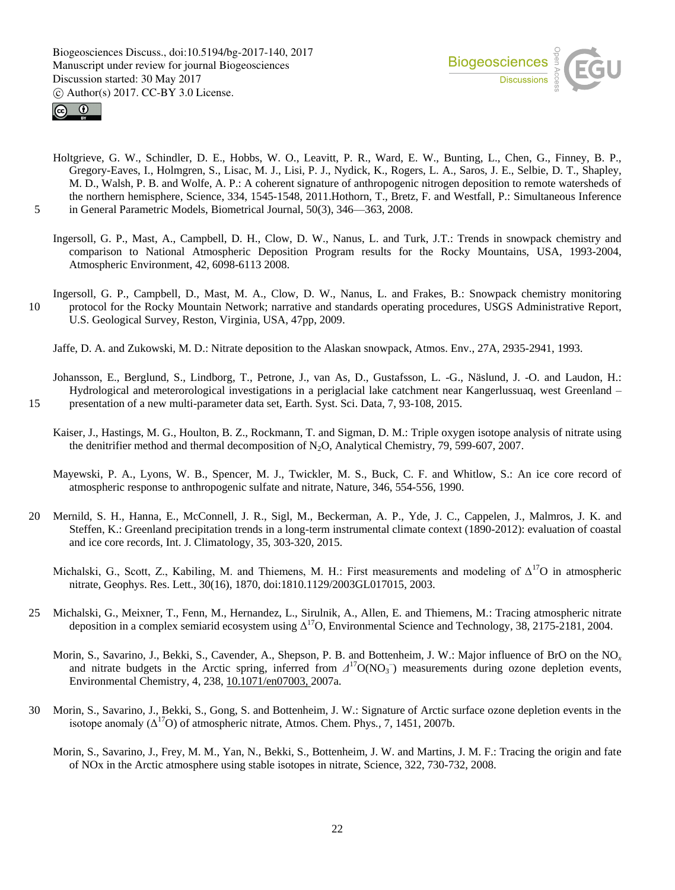Holtgrieve, G. W., Schindler, D. E., Hobbs, W. O., Leavitt, P. R., Ward, E. W., Bunting, L., Chen, G., Finney, B. P., Gregory-Eaves, I., Holmgren, S., Lisac, M. J., Lisi, P. J., Nydick, K., Rogers, L. A., Saros, J. E., Selbie, D. T., Shapley, M. D., Walsh, P. B. and Wolfe, A. P.: A coherent signature of anthropogenic nitrogen deposition to remote watersheds of the northern hemisphere, Science, 334, 1545-1548, 2011.Hothorn, T., Bretz, F. and Westfall, P.: Simultaneous Inference in General Parametric Models, Biometrical Journal, 50(3), 346—363, 2008.

Ingersoll, G. P., Mast, A., Campbell, D. H., Clow, D. W., Nanus, L. and Turk, J.T.: Trends in snowpack chemistry and comparison to National Atmospheric Deposition Program results for the Rocky Mountains, USA, 1993-2004, Atmospheric Environment, 42, 6098-6113 2008.

Ingersoll, G. P., Campbell, D., Mast, M. A., Clow, D. W., Nanus, L. and Frakes, B.: Snowpack chemistry monitoring protocol for the Rocky Mountain Network; narrative and standards operating procedures, USGS Administrative Report, U.S. Geological Survey, Reston, Virginia, USA, 47pp, 2009.

Jaffe, D. A. and Zukowski, M. D.: Nitrate deposition to the Alaskan snowpack, Atmos. Env., 27A, 2935-2941, 1993.

Johansson, E., Berglund, S., Lindborg, T., Petrone, J., van As, D., Gustafsson, L. -G., Näslund, J. -O. and Laudon, H.: Hydrological and meterorological investigations in a periglacial lake catchment near Kangerlussuaq, west Greenland – presentation of a new multi-parameter data set, Earth. Syst. Sci. Data, 7, 93-108, 2015.

Kaiser, J., Hastings, M. G., Houlton, B. Z., Rockmann, T. and Sigman, D. M.: Triple oxygen isotope analysis of nitrate using the denitrifier method and thermal decomposition of $N_2O$, Analytical Chemistry, 79, 599-607, 2007.

Mayewski, P. A., Lyons, W. B., Spencer, M. J., Twickler, M. S., Buck, C. F. and Whitlow, S.: An ice core record of atmospheric response to anthropogenic sulfate and nitrate, Nature, 346, 554-556, 1990.

Mernild, S. H., Hanna, E., McConnell, J. R., Sigl, M., Beckerman, A. P., Yde, J. C., Cappelen, J., Malmros, J. K. and Steffen, K.: Greenland precipitation trends in a long-term instrumental climate context (1890-2012): evaluation of coastal and ice core records, Int. J. Climatology, 35, 303-320, 2015.

Michalski, G., Scott, Z., Kabiling, M. and Thiemens, M. H.: First measurements and modeling of $\Delta^{17}O$ in atmospheric nitrate, Geophys. Res. Lett., 30(16), 1870, doi:1810.1129/2003GL017015, 2003.

Michalski, G., Meixner, T., Fenn, M., Hernandez, L., Sirulnik, A., Allen, E. and Thiemens, M.: Tracing atmospheric nitrate deposition in a complex semiarid ecosystem using $\Delta^{17}O$, Environmental Science and Technology, 38, 2175-2181, 2004.

Morin, S., Savarino, J., Bekki, S., Cavender, A., Shepson, P. B. and Bottenheim, J. W.: Major influence of BrO on the $NO_x$ and nitrate budgets in the Arctic spring, inferred from $\Delta^{17}O(NO_3^-)$ measurements during ozone depletion events, Environmental Chemistry, 4, 238, 10.1071/en07003, 2007a.

Morin, S., Savarino, J., Bekki, S., Gong, S. and Bottenheim, J. W.: Signature of Arctic surface ozone depletion events in the isotope anomaly ($\Delta^{17}O$) of atmospheric nitrate, Atmos. Chem. Phys., 7, 1451, 2007b.

Morin, S., Savarino, J., Frey, M. M., Yan, N., Bekki, S., Bottenheim, J. W. and Martins, J. M. F.: Tracing the origin and fate of NOx in the Arctic atmosphere using stable isotopes in nitrate, Science, 322, 730-732, 2008.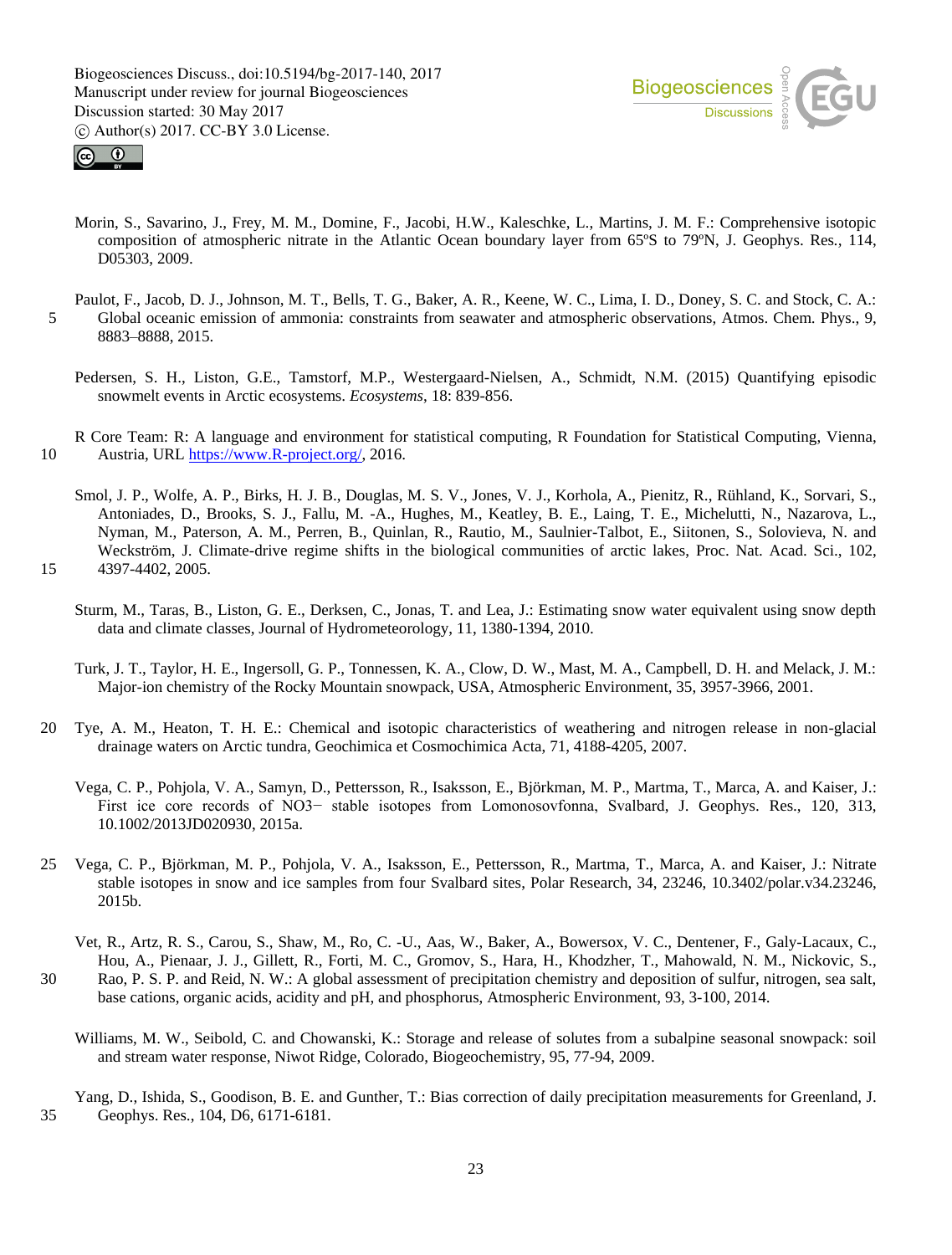Morin, S., Savarino, J., Frey, M. M., Domine, F., Jacobi, H.W., Kaleschke, L., Martins, J. M. F.: Comprehensive isotopic composition of atmospheric nitrate in the Atlantic Ocean boundary layer from 65ºS to 79ºN, J. Geophys. Res., 114, D05303, 2009.

Paulot, F., Jacob, D. J., Johnson, M. T., Bells, T. G., Baker, A. R., Keene, W. C., Lima, I. D., Doney, S. C. and Stock, C. A.: Global oceanic emission of ammonia: constraints from seawater and atmospheric observations, Atmos. Chem. Phys., 9, 8883–8888, 2015.

Pedersen, S. H., Liston, G.E., Tamstorf, M.P., Westergaard-Nielsen, A., Schmidt, N.M. (2015) Quantifying episodic snowmelt events in Arctic ecosystems. *Ecosystems*, 18: 839-856.

R Core Team: R: A language and environment for statistical computing, R Foundation for Statistical Computing, Vienna, Austria, URL https://www.R-project.org/, 2016.

Smol, J. P., Wolfe, A. P., Birks, H. J. B., Douglas, M. S. V., Jones, V. J., Korhola, A., Pienitz, R., Rühland, K., Sorvari, S., Antoniades, D., Brooks, S. J., Fallu, M. -A., Hughes, M., Keatley, B. E., Laing, T. E., Michelutti, N., Nazarova, L., Nyman, M., Paterson, A. M., Perren, B., Quinlan, R., Rautio, M., Saulnier-Talbot, E., Siitonen, S., Solovieva, N. and Weckström, J. Climate-drive regime shifts in the biological communities of arctic lakes, Proc. Nat. Acad. Sci., 102, 4397-4402, 2005.

Sturm, M., Taras, B., Liston, G. E., Derksen, C., Jonas, T. and Lea, J.: Estimating snow water equivalent using snow depth data and climate classes, Journal of Hydrometeorology, 11, 1380-1394, 2010.

Turk, J. T., Taylor, H. E., Ingersoll, G. P., Tonnessen, K. A., Clow, D. W., Mast, M. A., Campbell, D. H. and Melack, J. M.: Major-ion chemistry of the Rocky Mountain snowpack, USA, Atmospheric Environment, 35, 3957-3966, 2001.

Tye, A. M., Heaton, T. H. E.: Chemical and isotopic characteristics of weathering and nitrogen release in non-glacial drainage waters on Arctic tundra, Geochimica et Cosmochimica Acta, 71, 4188-4205, 2007.

Vega, C. P., Pohjola, V. A., Samyn, D., Pettersson, R., Isaksson, E., Björkman, M. P., Martma, T., Marca, A. and Kaiser, J.: First ice core records of $NO_3^-$ stable isotopes from Lomonosovfonna, Svalbard, J. Geophys. Res., 120, 313, 10.1002/2013JD020930, 2015a.

Vega, C. P., Björkman, M. P., Pohjola, V. A., Isaksson, E., Pettersson, R., Martma, T., Marca, A. and Kaiser, J.: Nitrate stable isotopes in snow and ice samples from four Svalbard sites, Polar Research, 34, 23246, 10.3402/polar.v34.23246, 2015b.

Vet, R., Artz, R. S., Carou, S., Shaw, M., Ro, C. -U., Aas, W., Baker, A., Bowersox, V. C., Dentener, F., Galy-Lacaux, C., Hou, A., Pienaar, J. J., Gillett, R., Forti, M. C., Gromov, S., Hara, H., Khodzher, T., Mahowald, N. M., Nickovic, S., Rao, P. S. P. and Reid, N. W.: A global assessment of precipitation chemistry and deposition of sulfur, nitrogen, sea salt, base cations, organic acids, acidity and pH, and phosphorus, Atmospheric Environment, 93, 3-100, 2014.

Williams, M. W., Seibold, C. and Chowanski, K.: Storage and release of solutes from a subalpine seasonal snowpack: soil and stream water response, Niwot Ridge, Colorado, Biogeochemistry, 95, 77-94, 2009.

Yang, D., Ishida, S., Goodison, B. E. and Gunther, T.: Bias correction of daily precipitation measurements for Greenland, J. Geophys. Res., 104, D6, 6171-6181.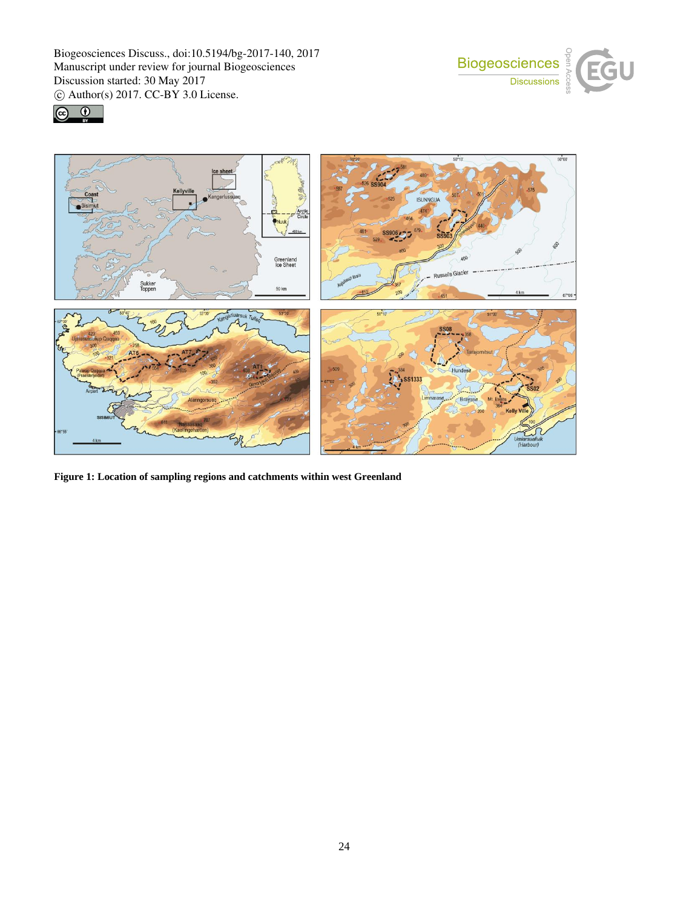**Figure 1: Location of sampling regions and catchments within west Greenland**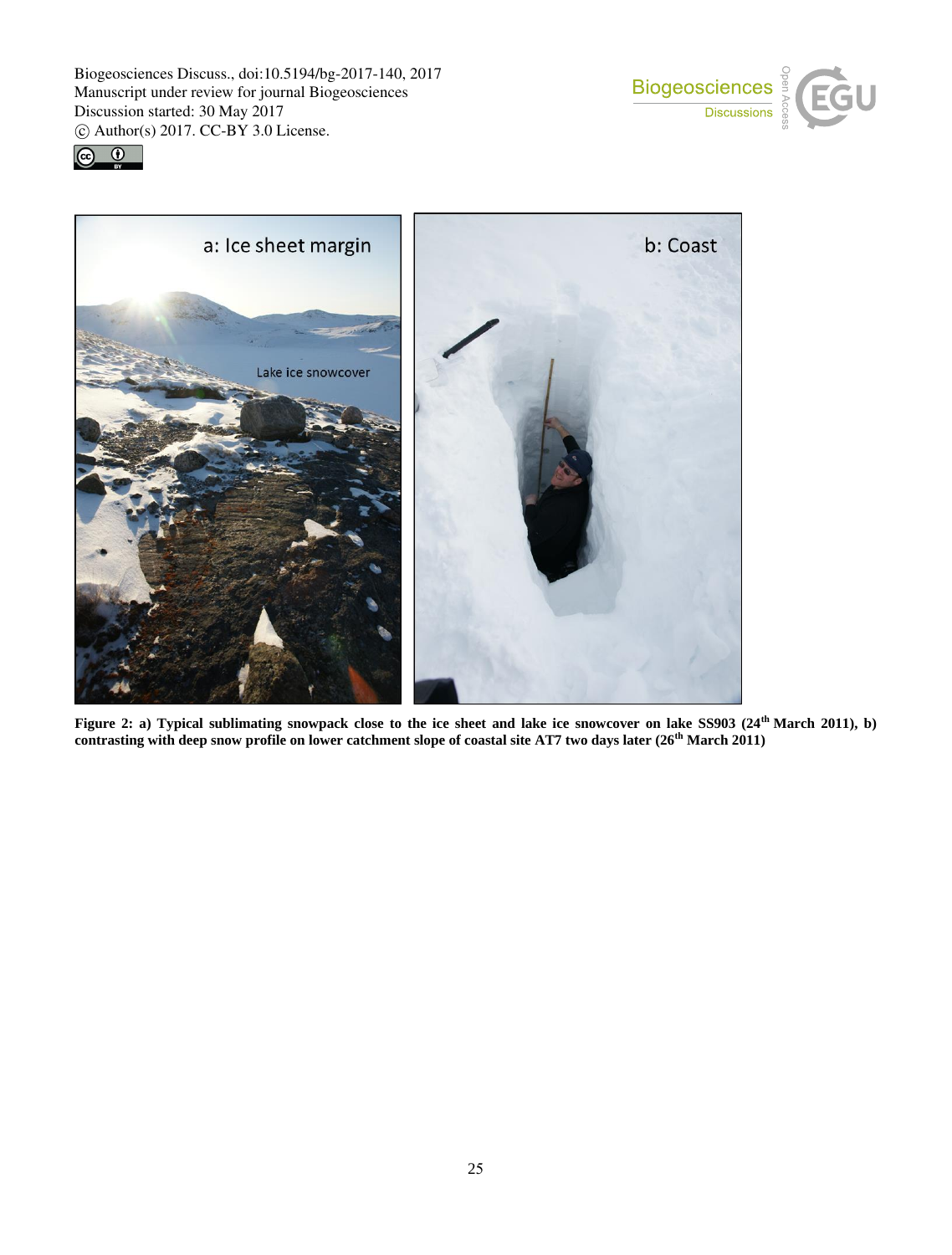a: Ice sheet margin

Lake ice snowcover

b: Coast

**Figure 2: a) Typical sublimating snowpack close to the ice sheet and lake ice snowcover on lake SS903 (24th March 2011), b) contrasting with deep snow profile on lower catchment slope of coastal site AT7 two days later (26th March 2011)**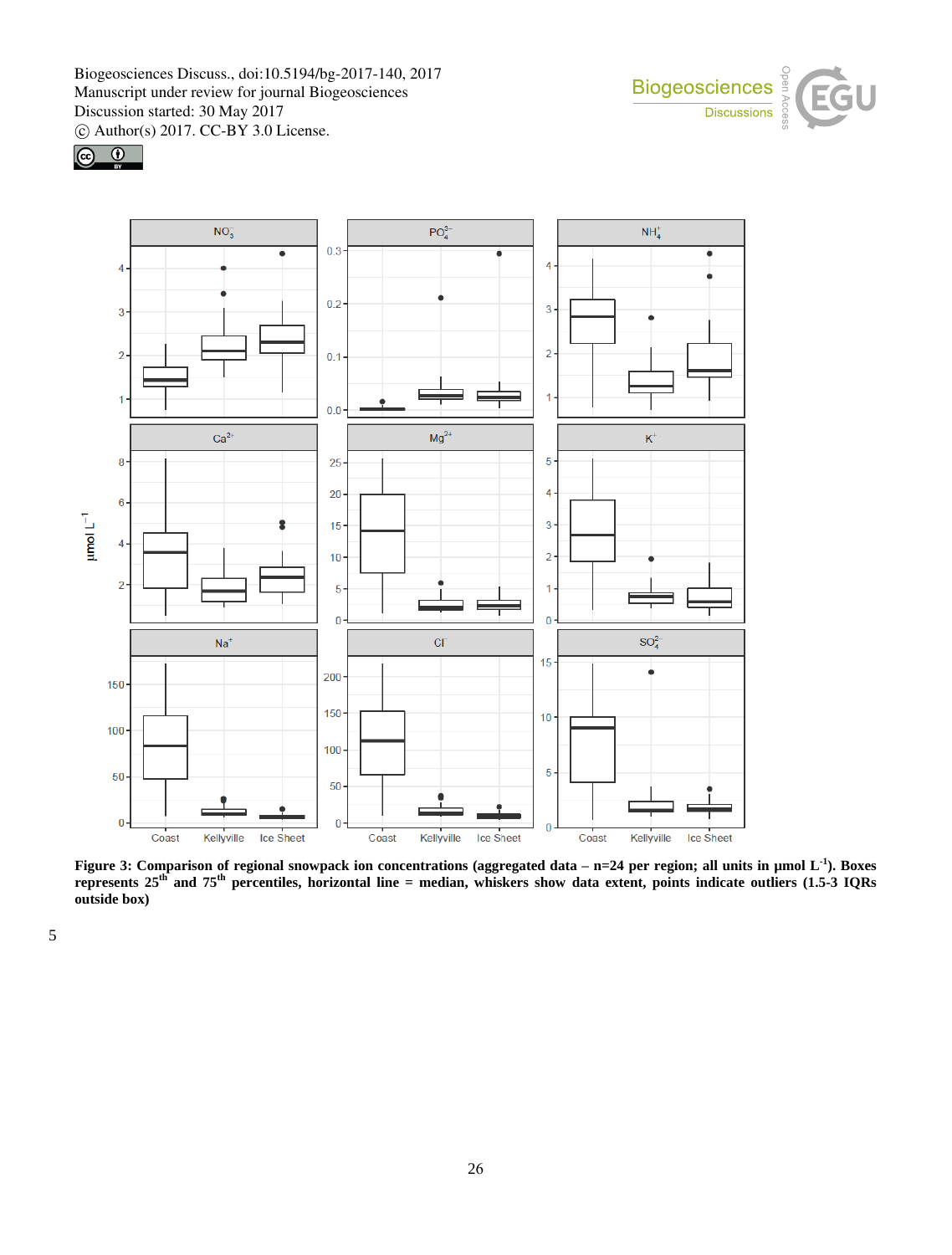$NO_3^-$

4
3
2
1

$PO_4^{3-}$

0.3
0.2
0.1
0.0

$NH_4^+$

4
3
2
1

$Ca^{2+}$

8
6
4
2

$Mg^{2+}$

25
20
15
10
5
0

$K^+$

5
4
3
2
1
0

$Na^+$

150
100
50
0

$Cl^-$

200
150
100
50
0

$SO_4^{2-}$

15
10
5
0

µmol L$^{-1}$

Coast Kellyville Ice Sheet

**Figure 3: Comparison of regional snowpack ion concentrations (aggregated data – n=24 per region; all units in µmol L$^{-1}$). Boxes represents 25$^{th}$ and 75$^{th}$ percentiles, horizontal line = median, whiskers show data extent, points indicate outliers (1.5-3 IQRs outside box)**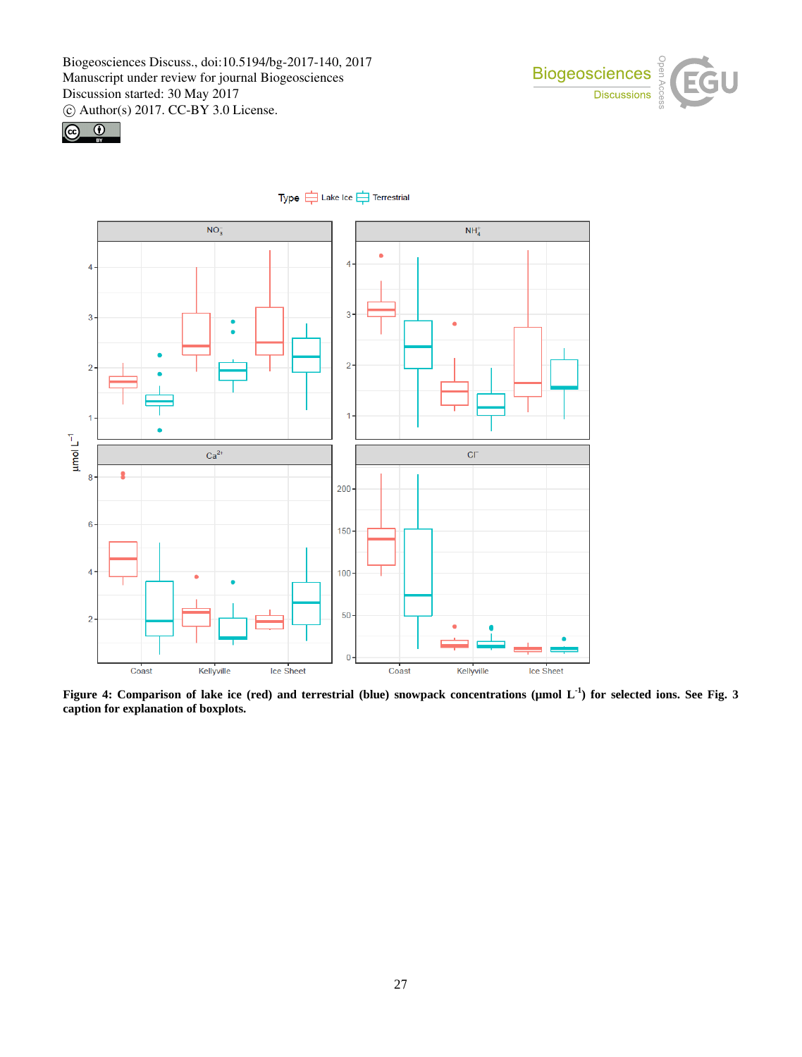Type Lake Ice Terrestrial

$NO_3^-$

$NH_4^+$

$Ca^{2+}$

$Cl^-$

μmol L$^{-1}$

4
3
2
1

4
3
2
1

8
6
4
2

200
150
100
50
0

Coast Kellyville Ice Sheet

Coast Kellyville Ice Sheet

**Figure 4: Comparison of lake ice (red) and terrestrial (blue) snowpack concentrations (μmol L$^{-1}$) for selected ions. See Fig. 3 caption for explanation of boxplots.**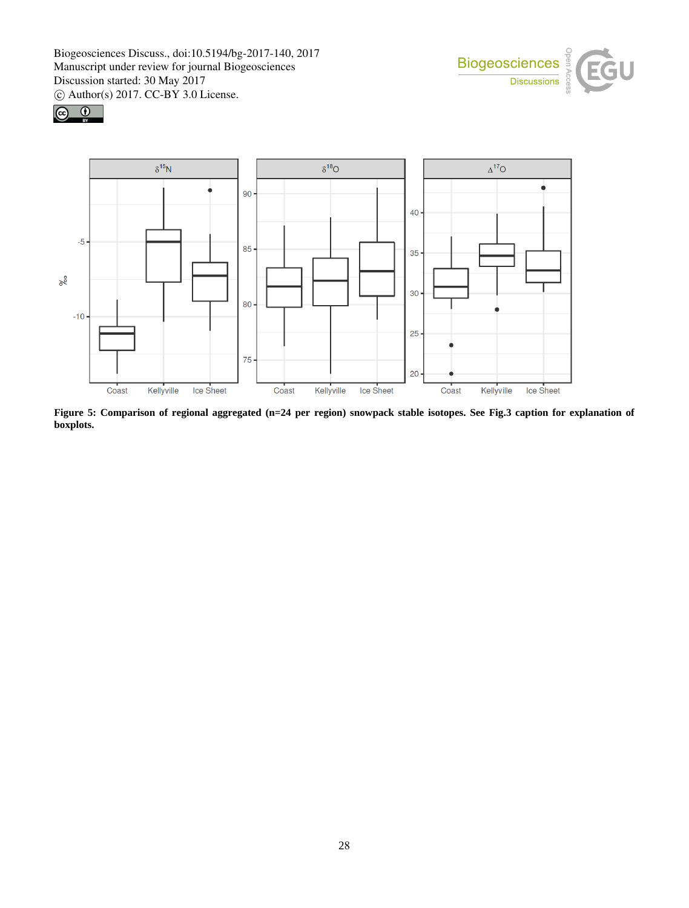$\delta^{15}N$

$\delta^{18}O$

$\Delta^{17}O$

‰

-5

-10

90

85

80

75

40

35

30

25

20

Coast Kellyville Ice Sheet

Coast Kellyville Ice Sheet

Coast Kellyville Ice Sheet

**Figure 5: Comparison of regional aggregated (n=24 per region) snowpack stable isotopes. See Fig.3 caption for explanation of boxplots.**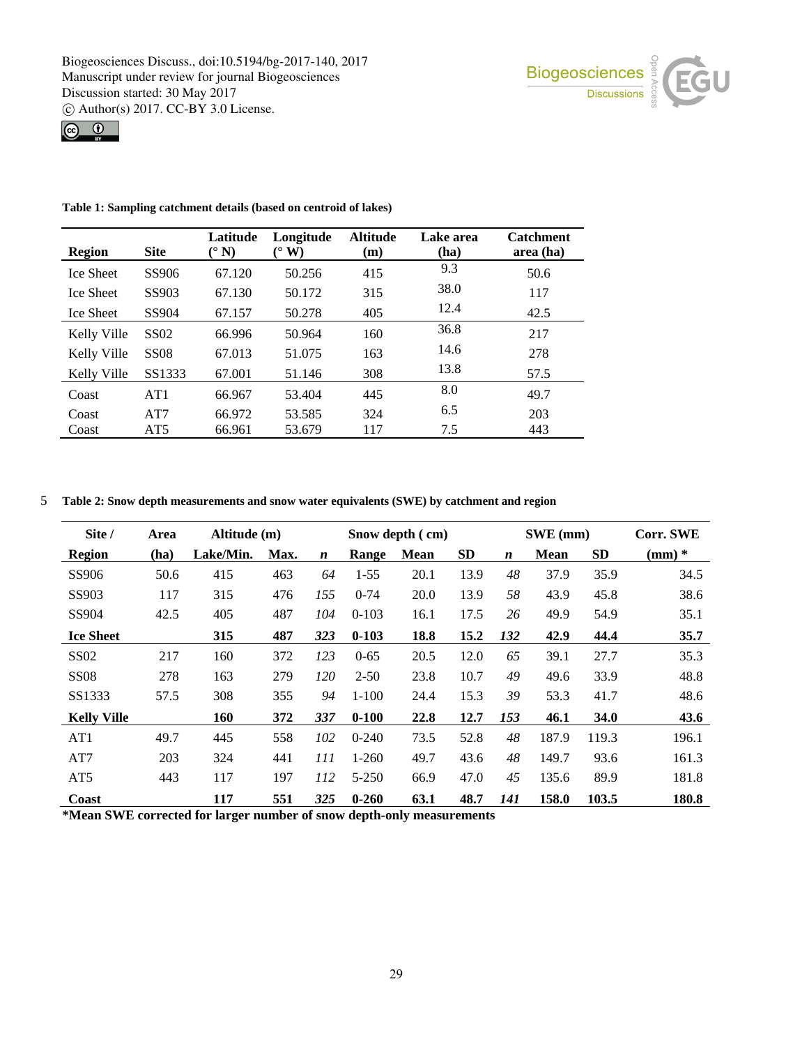**Table 1: Sampling catchment details (based on centroid of lakes)**

| Region | Site | Latitude (° N) | Longitude (° W) | Altitude (m) | Lake area (ha) | Catchment area (ha) |
|---|---|---|---|---|---|---|
| Ice Sheet | SS906 | 67.120 | 50.256 | 415 | 9.3 | 50.6 |
| Ice Sheet | SS903 | 67.130 | 50.172 | 315 | 38.0 | 117 |
| Ice Sheet | SS904 | 67.157 | 50.278 | 405 | 12.4 | 42.5 |
| Kelly Ville | SS02 | 66.996 | 50.964 | 160 | 36.8 | 217 |
| Kelly Ville | SS08 | 67.013 | 51.075 | 163 | 14.6 | 278 |
| Kelly Ville | SS1333 | 67.001 | 51.146 | 308 | 13.8 | 57.5 |
| Coast | AT1 | 66.967 | 53.404 | 445 | 8.0 | 49.7 |
| Coast | AT7 | 66.972 | 53.585 | 324 | 6.5 | 203 |
| Coast | AT5 | 66.961 | 53.679 | 117 | 7.5 | 443 |

**Table 2: Snow depth measurements and snow water equivalents (SWE) by catchment and region**

| Site / | Area | Altitude (m) | | Snow depth ( cm) | | | | SWE (mm) | | | Corr. SWE |
|---|---|---|---|---|---|---|---|---|---|---|---|
| Region | (ha) | Lake/Min. | Max. | *n* | Range | Mean | SD | *n* | Mean | SD | (mm) * |
| SS906 | 50.6 | 415 | 463 | *64* | 1-55 | 20.1 | 13.9 | *48* | 37.9 | 35.9 | 34.5 |
| SS903 | 117 | 315 | 476 | *155* | 0-74 | 20.0 | 13.9 | *58* | 43.9 | 45.8 | 38.6 |
| SS904 | 42.5 | 405 | 487 | *104* | 0-103 | 16.1 | 17.5 | *26* | 49.9 | 54.9 | 35.1 |
| **Ice Sheet** | | **315** | **487** | ***323*** | **0-103** | **18.8** | **15.2** | ***132*** | **42.9** | **44.4** | **35.7** |
| SS02 | 217 | 160 | 372 | *123* | 0-65 | 20.5 | 12.0 | *65* | 39.1 | 27.7 | 35.3 |
| SS08 | 278 | 163 | 279 | *120* | 2-50 | 23.8 | 10.7 | *49* | 49.6 | 33.9 | 48.8 |
| SS1333 | 57.5 | 308 | 355 | *94* | 1-100 | 24.4 | 15.3 | *39* | 53.3 | 41.7 | 48.6 |
| **Kelly Ville** | | **160** | **372** | ***337*** | **0-100** | **22.8** | **12.7** | ***153*** | **46.1** | **34.0** | **43.6** |
| AT1 | 49.7 | 445 | 558 | *102* | 0-240 | 73.5 | 52.8 | *48* | 187.9 | 119.3 | 196.1 |
| AT7 | 203 | 324 | 441 | *111* | 1-260 | 49.7 | 43.6 | *48* | 149.7 | 93.6 | 161.3 |
| AT5 | 443 | 117 | 197 | *112* | 5-250 | 66.9 | 47.0 | *45* | 135.6 | 89.9 | 181.8 |
| **Coast** | | **117** | **551** | ***325*** | **0-260** | **63.1** | **48.7** | ***141*** | **158.0** | **103.5** | **180.8** |

**\*Mean SWE corrected for larger number of snow depth-only measurements**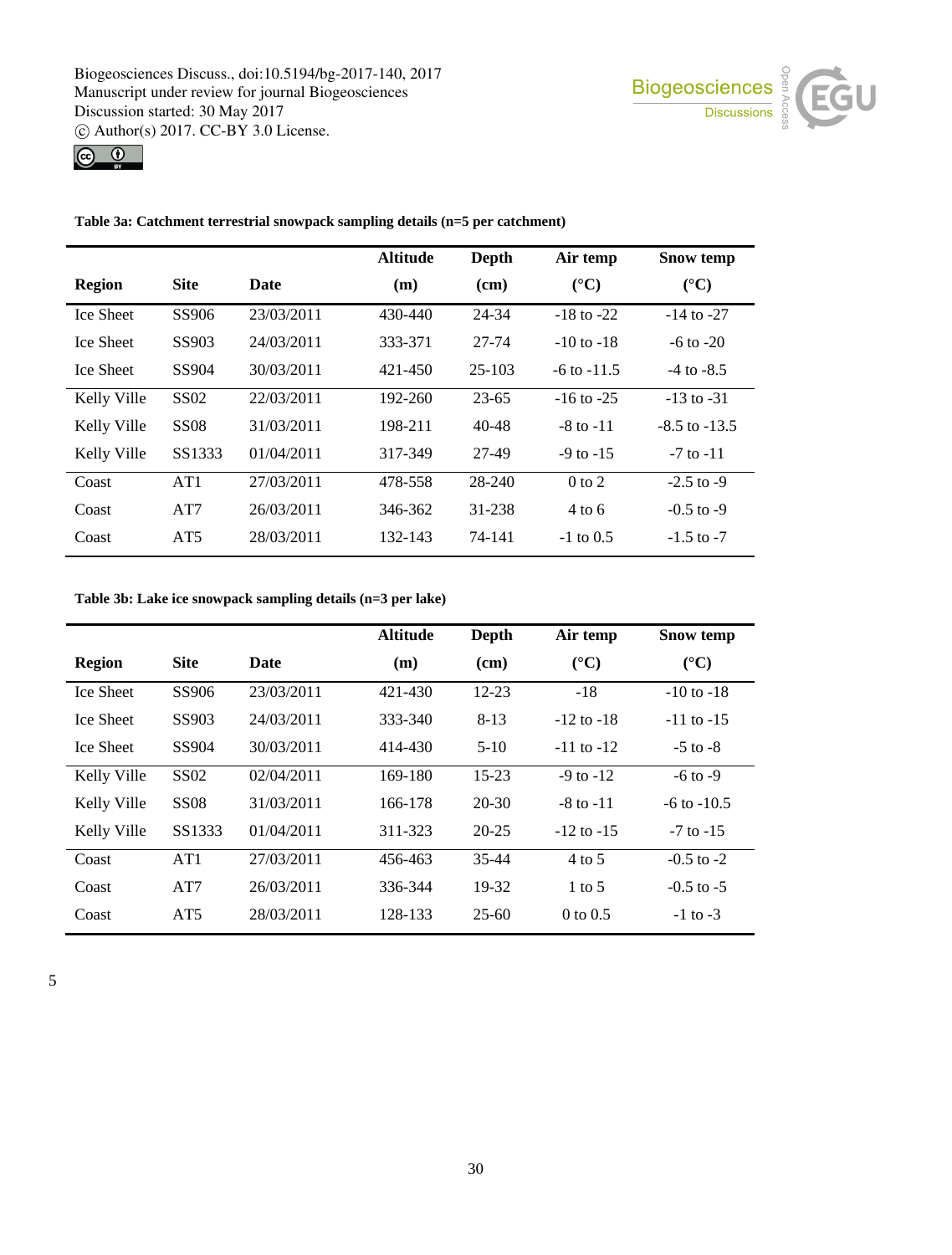**Table 3a: Catchment terrestrial snowpack sampling details (n=5 per catchment)**

| Region | Site | Date | Altitude (m) | Depth (cm) | Air temp (°C) | Snow temp (°C) |
|---|---|---|---|---|---|---|
| Ice Sheet | SS906 | 23/03/2011 | 430-440 | 24-34 | -18 to -22 | -14 to -27 |
| Ice Sheet | SS903 | 24/03/2011 | 333-371 | 27-74 | -10 to -18 | -6 to -20 |
| Ice Sheet | SS904 | 30/03/2011 | 421-450 | 25-103 | -6 to -11.5 | -4 to -8.5 |
| Kelly Ville | SS02 | 22/03/2011 | 192-260 | 23-65 | -16 to -25 | -13 to -31 |
| Kelly Ville | SS08 | 31/03/2011 | 198-211 | 40-48 | -8 to -11 | -8.5 to -13.5 |
| Kelly Ville | SS1333 | 01/04/2011 | 317-349 | 27-49 | -9 to -15 | -7 to -11 |
| Coast | AT1 | 27/03/2011 | 478-558 | 28-240 | 0 to 2 | -2.5 to -9 |
| Coast | AT7 | 26/03/2011 | 346-362 | 31-238 | 4 to 6 | -0.5 to -9 |
| Coast | AT5 | 28/03/2011 | 132-143 | 74-141 | -1 to 0.5 | -1.5 to -7 |

**Table 3b: Lake ice snowpack sampling details (n=3 per lake)**

| Region | Site | Date | Altitude (m) | Depth (cm) | Air temp (°C) | Snow temp (°C) |
|---|---|---|---|---|---|---|
| Ice Sheet | SS906 | 23/03/2011 | 421-430 | 12-23 | -18 | -10 to -18 |
| Ice Sheet | SS903 | 24/03/2011 | 333-340 | 8-13 | -12 to -18 | -11 to -15 |
| Ice Sheet | SS904 | 30/03/2011 | 414-430 | 5-10 | -11 to -12 | -5 to -8 |
| Kelly Ville | SS02 | 02/04/2011 | 169-180 | 15-23 | -9 to -12 | -6 to -9 |
| Kelly Ville | SS08 | 31/03/2011 | 166-178 | 20-30 | -8 to -11 | -6 to -10.5 |
| Kelly Ville | SS1333 | 01/04/2011 | 311-323 | 20-25 | -12 to -15 | -7 to -15 |
| Coast | AT1 | 27/03/2011 | 456-463 | 35-44 | 4 to 5 | -0.5 to -2 |
| Coast | AT7 | 26/03/2011 | 336-344 | 19-32 | 1 to 5 | -0.5 to -5 |
| Coast | AT5 | 28/03/2011 | 128-133 | 25-60 | 0 to 0.5 | -1 to -3 |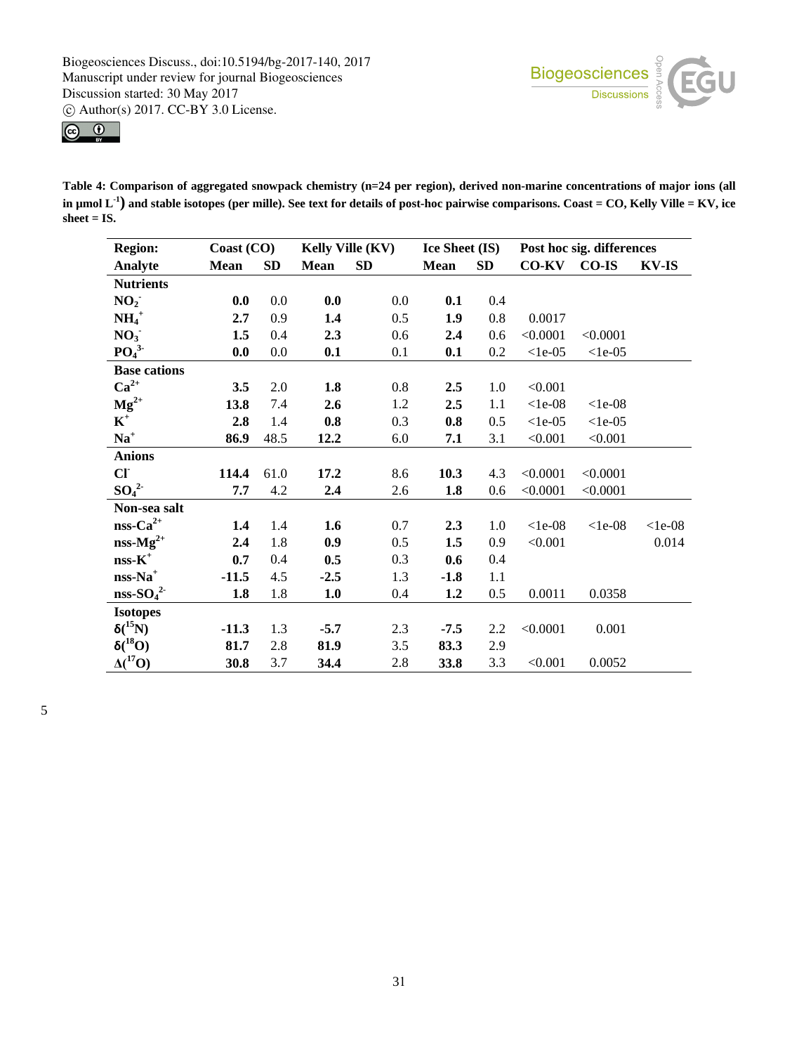**Table 4: Comparison of aggregated snowpack chemistry (n=24 per region), derived non-marine concentrations of major ions (all in µmol $L^{-1}$) and stable isotopes (per mille). See text for details of post-hoc pairwise comparisons. Coast = CO, Kelly Ville = KV, ice sheet = IS.**

| Region: | Coast (CO) | | Kelly Ville (KV) | | Ice Sheet (IS) | | Post hoc sig. differences | | |
|---|---|---|---|---|---|---|---|---|---|
| **Analyte** | **Mean** | **SD** | **Mean** | **SD** | **Mean** | **SD** | **CO-KV** | **CO-IS** | **KV-IS** |
| **Nutrients** | | | | | | | | | |
| $NO_2^-$ | **0.0** | 0.0 | **0.0** | 0.0 | **0.1** | 0.4 | | | |
| $NH_4^+$ | **2.7** | 0.9 | **1.4** | 0.5 | **1.9** | 0.8 | 0.0017 | | |
| $NO_3^-$ | **1.5** | 0.4 | **2.3** | 0.6 | **2.4** | 0.6 | <0.0001 | <0.0001 | |
| $PO_4^{3-}$ | **0.0** | 0.0 | **0.1** | 0.1 | **0.1** | 0.2 | <1e-05 | <1e-05 | |
| **Base cations** | | | | | | | | | |
| $Ca^{2+}$ | **3.5** | 2.0 | **1.8** | 0.8 | **2.5** | 1.0 | <0.001 | | |
| $Mg^{2+}$ | **13.8** | 7.4 | **2.6** | 1.2 | **2.5** | 1.1 | <1e-08 | <1e-08 | |
| $K^+$ | **2.8** | 1.4 | **0.8** | 0.3 | **0.8** | 0.5 | <1e-05 | <1e-05 | |
| $Na^+$ | **86.9** | 48.5 | **12.2** | 6.0 | **7.1** | 3.1 | <0.001 | <0.001 | |
| **Anions** | | | | | | | | | |
| $Cl^-$ | **114.4** | 61.0 | **17.2** | 8.6 | **10.3** | 4.3 | <0.0001 | <0.0001 | |
| $SO_4^{2-}$ | **7.7** | 4.2 | **2.4** | 2.6 | **1.8** | 0.6 | <0.0001 | <0.0001 | |
| **Non-sea salt** | | | | | | | | | |
| nss-$Ca^{2+}$ | **1.4** | 1.4 | **1.6** | 0.7 | **2.3** | 1.0 | <1e-08 | <1e-08 | <1e-08 |
| nss-$Mg^{2+}$ | **2.4** | 1.8 | **0.9** | 0.5 | **1.5** | 0.9 | <0.001 | | 0.014 |
| nss-$K^+$ | **0.7** | 0.4 | **0.5** | 0.3 | **0.6** | 0.4 | | | |
| nss-$Na^+$ | **-11.5** | 4.5 | **-2.5** | 1.3 | **-1.8** | 1.1 | | | |
| nss-$SO_4^{2-}$ | **1.8** | 1.8 | **1.0** | 0.4 | **1.2** | 0.5 | 0.0011 | 0.0358 | |
| **Isotopes** | | | | | | | | | |
| $\delta(^{15}N)$ | **-11.3** | 1.3 | **-5.7** | 2.3 | **-7.5** | 2.2 | <0.0001 | 0.001 | |
| $\delta(^{18}O)$ | **81.7** | 2.8 | **81.9** | 3.5 | **83.3** | 2.9 | | | |
| $\Delta(^{17}O)$ | **30.8** | 3.7 | **34.4** | 2.8 | **33.8** | 3.3 | <0.001 | 0.0052 | |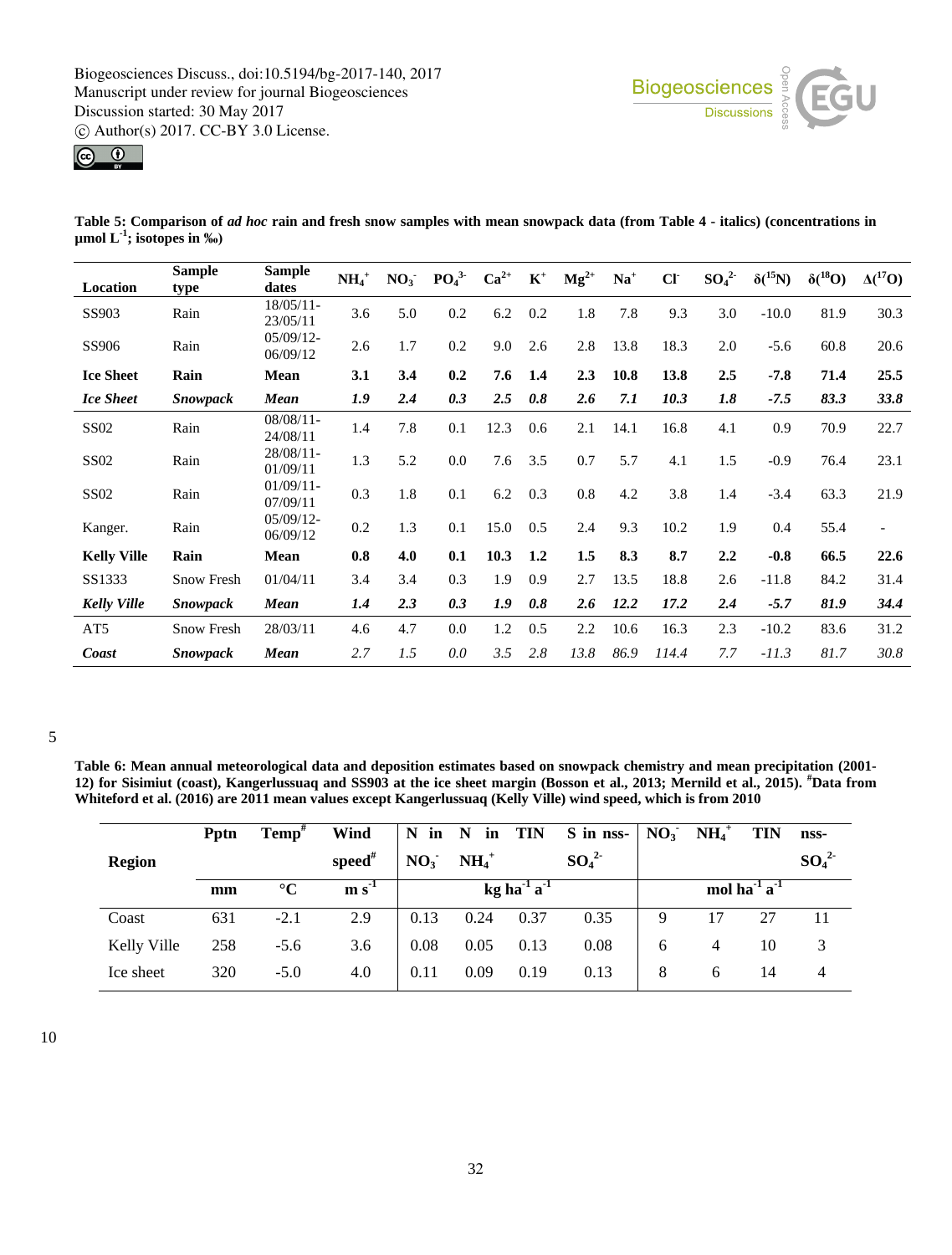**Table 5: Comparison of *ad hoc* rain and fresh snow samples with mean snowpack data (from Table 4 - italics) (concentrations in µmol L$^{-1}$; isotopes in ‰)**

| Location | Sample type | Sample dates | $NH_4^+$ | $NO_3^-$ | $PO_4^{3-}$ | $Ca^{2+}$ | $K^+$ | $Mg^{2+}$ | $Na^+$ | $Cl^-$ | $SO_4^{2-}$ | $\delta(^{15}N)$ | $\delta(^{18}O)$ | $\Delta(^{17}O)$ |
|---|---|---|---|---|---|---|---|---|---|---|---|---|---|---|
| SS903 | Rain | 18/05/11-23/05/11 | 3.6 | 5.0 | 0.2 | 6.2 | 0.2 | 1.8 | 7.8 | 9.3 | 3.0 | -10.0 | 81.9 | 30.3 |
| SS906 | Rain | 05/09/12-06/09/12 | 2.6 | 1.7 | 0.2 | 9.0 | 2.6 | 2.8 | 13.8 | 18.3 | 2.0 | -5.6 | 60.8 | 20.6 |
| **Ice Sheet** | **Rain** | **Mean** | **3.1** | **3.4** | **0.2** | **7.6** | **1.4** | **2.3** | **10.8** | **13.8** | **2.5** | **-7.8** | **71.4** | **25.5** |
| ***Ice Sheet*** | ***Snowpack*** | ***Mean*** | ***1.9*** | ***2.4*** | ***0.3*** | ***2.5*** | ***0.8*** | ***2.6*** | ***7.1*** | ***10.3*** | ***1.8*** | ***-7.5*** | ***83.3*** | ***33.8*** |
| SS02 | Rain | 08/08/11-24/08/11 | 1.4 | 7.8 | 0.1 | 12.3 | 0.6 | 2.1 | 14.1 | 16.8 | 4.1 | 0.9 | 70.9 | 22.7 |
| SS02 | Rain | 28/08/11-01/09/11 | 1.3 | 5.2 | 0.0 | 7.6 | 3.5 | 0.7 | 5.7 | 4.1 | 1.5 | -0.9 | 76.4 | 23.1 |
| SS02 | Rain | 01/09/11-07/09/11 | 0.3 | 1.8 | 0.1 | 6.2 | 0.3 | 0.8 | 4.2 | 3.8 | 1.4 | -3.4 | 63.3 | 21.9 |
| Kanger. | Rain | 05/09/12-06/09/12 | 0.2 | 1.3 | 0.1 | 15.0 | 0.5 | 2.4 | 9.3 | 10.2 | 1.9 | 0.4 | 55.4 | - |
| **Kelly Ville** | **Rain** | **Mean** | **0.8** | **4.0** | **0.1** | **10.3** | **1.2** | **1.5** | **8.3** | **8.7** | **2.2** | **-0.8** | **66.5** | **22.6** |
| SS1333 | Snow Fresh | 01/04/11 | 3.4 | 3.4 | 0.3 | 1.9 | 0.9 | 2.7 | 13.5 | 18.8 | 2.6 | -11.8 | 84.2 | 31.4 |
| ***Kelly Ville*** | ***Snowpack*** | ***Mean*** | ***1.4*** | ***2.3*** | ***0.3*** | ***1.9*** | ***0.8*** | ***2.6*** | ***12.2*** | ***17.2*** | ***2.4*** | ***-5.7*** | ***81.9*** | ***34.4*** |
| AT5 | Snow Fresh | 28/03/11 | 4.6 | 4.7 | 0.0 | 1.2 | 0.5 | 2.2 | 10.6 | 16.3 | 2.3 | -10.2 | 83.6 | 31.2 |
| ***Coast*** | ***Snowpack*** | ***Mean*** | *2.7* | *1.5* | *0.0* | *3.5* | *2.8* | *13.8* | *86.9* | *114.4* | *7.7* | *-11.3* | *81.7* | *30.8* |

**Table 6: Mean annual meteorological data and deposition estimates based on snowpack chemistry and mean precipitation (2001-12) for Sisimiut (coast), Kangerlussuaq and SS903 at the ice sheet margin (Bosson et al., 2013; Mernild et al., 2015). #Data from Whiteford et al. (2016) are 2011 mean values except Kangerlussuaq (Kelly Ville) wind speed, which is from 2010**

| Region | Pptn | Temp# | Wind speed# | N in $NO_3^-$ | N in $NH_4^+$ | TIN | S in nss-$SO_4^{2-}$ | $NO_3^-$ | $NH_4^+$ | TIN | nss-$SO_4^{2-}$ |
|---|---|---|---|---|---|---|---|---|---|---|---|
| | mm | °C | m s$^{-1}$ | kg ha$^{-1}$ a$^{-1}$ | | | | mol ha$^{-1}$ a$^{-1}$ | | | |
| Coast | 631 | -2.1 | 2.9 | 0.13 | 0.24 | 0.37 | 0.35 | 9 | 17 | 27 | 11 |
| Kelly Ville | 258 | -5.6 | 3.6 | 0.08 | 0.05 | 0.13 | 0.08 | 6 | 4 | 10 | 3 |
| Ice sheet | 320 | -5.0 | 4.0 | 0.11 | 0.09 | 0.19 | 0.13 | 8 | 6 | 14 | 4 |